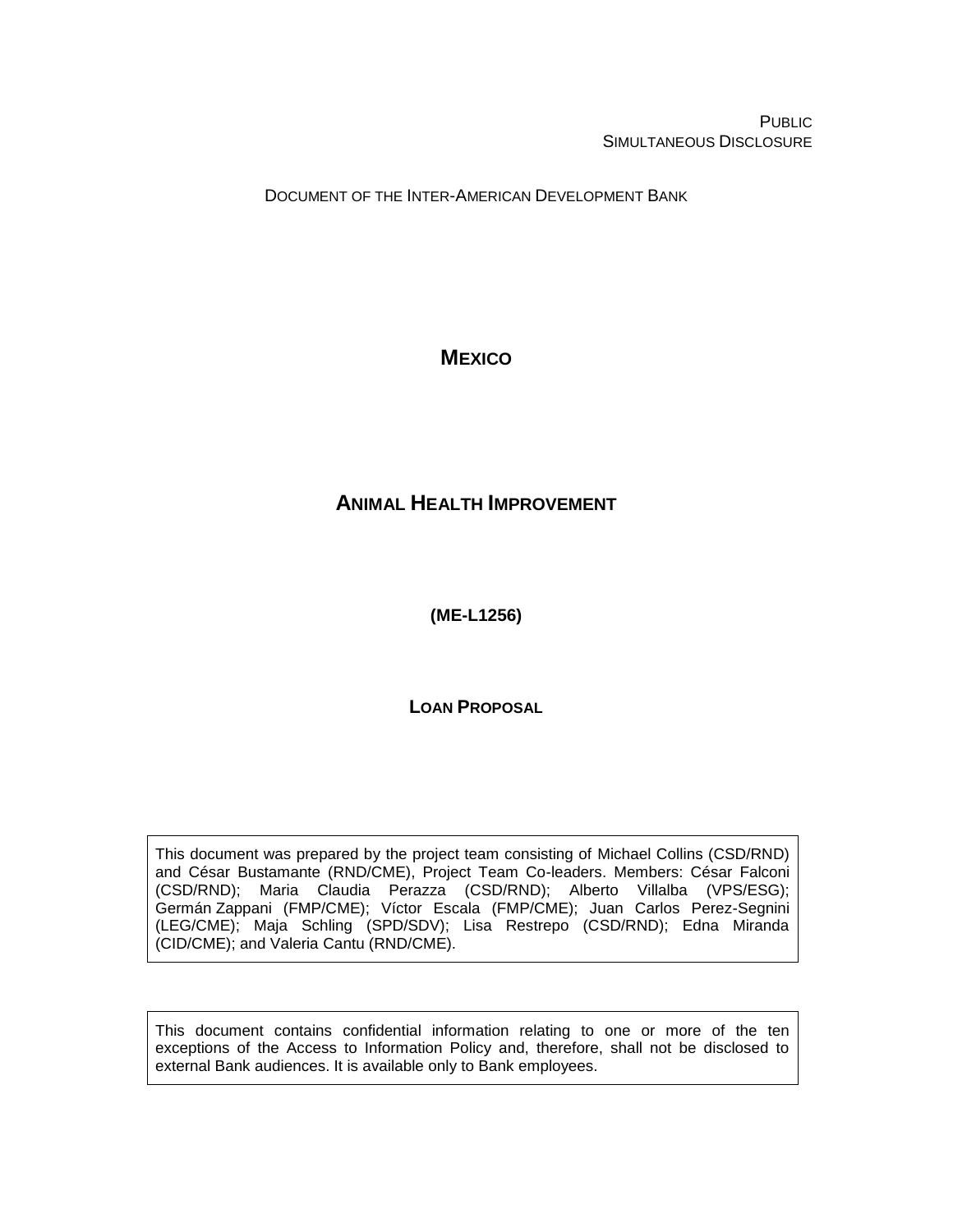PUBLIC
SIMULTANEOUS DISCLOSURE

DOCUMENT OF THE INTER-AMERICAN DEVELOPMENT BANK

# MEXICO

# ANIMAL HEALTH IMPROVEMENT

**(ME-L1256)**

**LOAN PROPOSAL**

This document was prepared by the project team consisting of Michael Collins (CSD/RND) and César Bustamante (RND/CME), Project Team Co-leaders. Members: César Falconi (CSD/RND); Maria Claudia Perazza (CSD/RND); Alberto Villalba (VPS/ESG); Germán Zappani (FMP/CME); Víctor Escala (FMP/CME); Juan Carlos Perez-Segnini (LEG/CME); Maja Schling (SPD/SDV); Lisa Restrepo (CSD/RND); Edna Miranda (CID/CME); and Valeria Cantu (RND/CME).

This document contains confidential information relating to one or more of the ten exceptions of the Access to Information Policy and, therefore, shall not be disclosed to external Bank audiences. It is available only to Bank employees.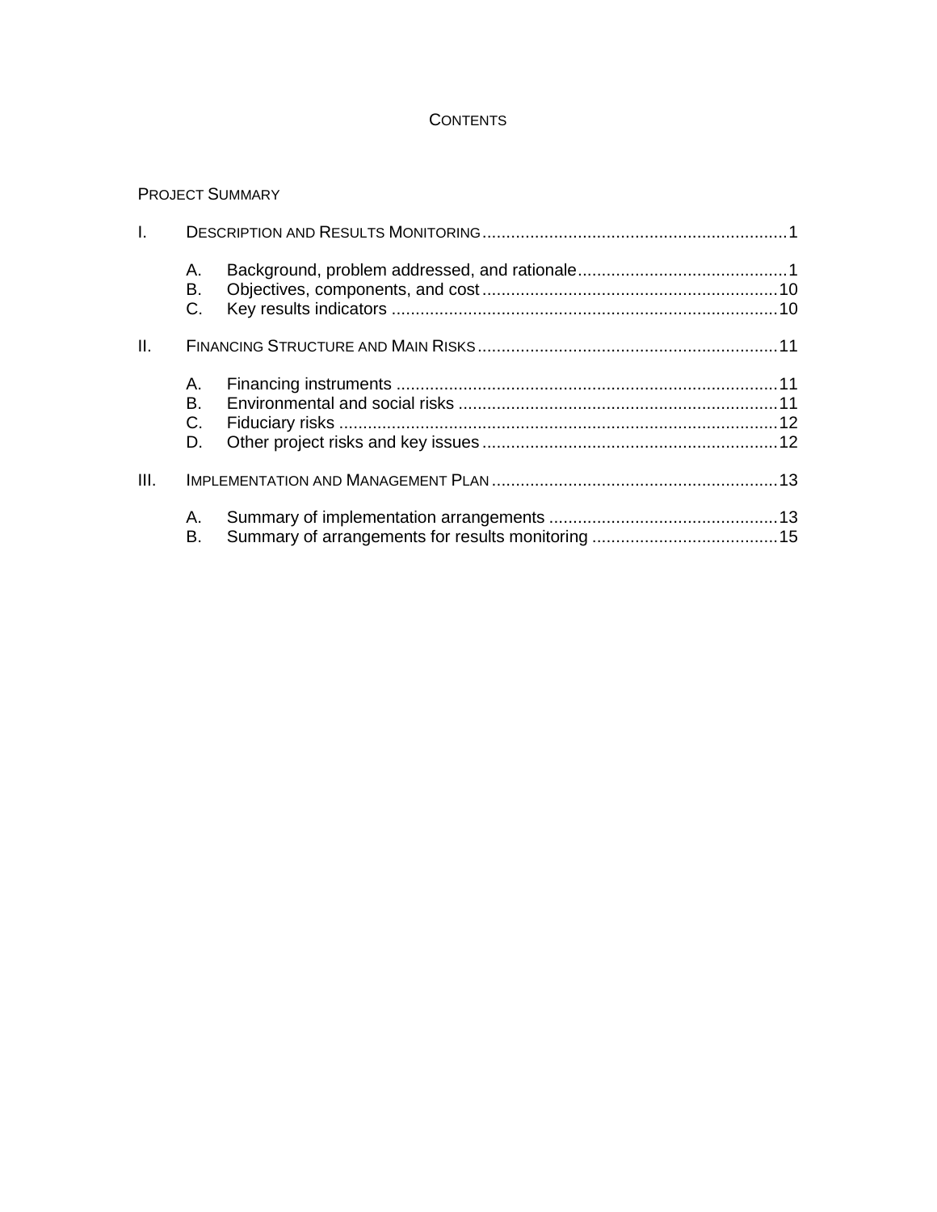# CONTENTS

PROJECT SUMMARY

I. DESCRIPTION AND RESULTS MONITORING ... 1

- A. Background, problem addressed, and rationale ... 1
- B. Objectives, components, and cost ... 10
- C. Key results indicators ... 10

II. FINANCING STRUCTURE AND MAIN RISKS ... 11

- A. Financing instruments ... 11
- B. Environmental and social risks ... 11
- C. Fiduciary risks ... 12
- D. Other project risks and key issues ... 12

III. IMPLEMENTATION AND MANAGEMENT PLAN ... 13

- A. Summary of implementation arrangements ... 13
- B. Summary of arrangements for results monitoring ... 15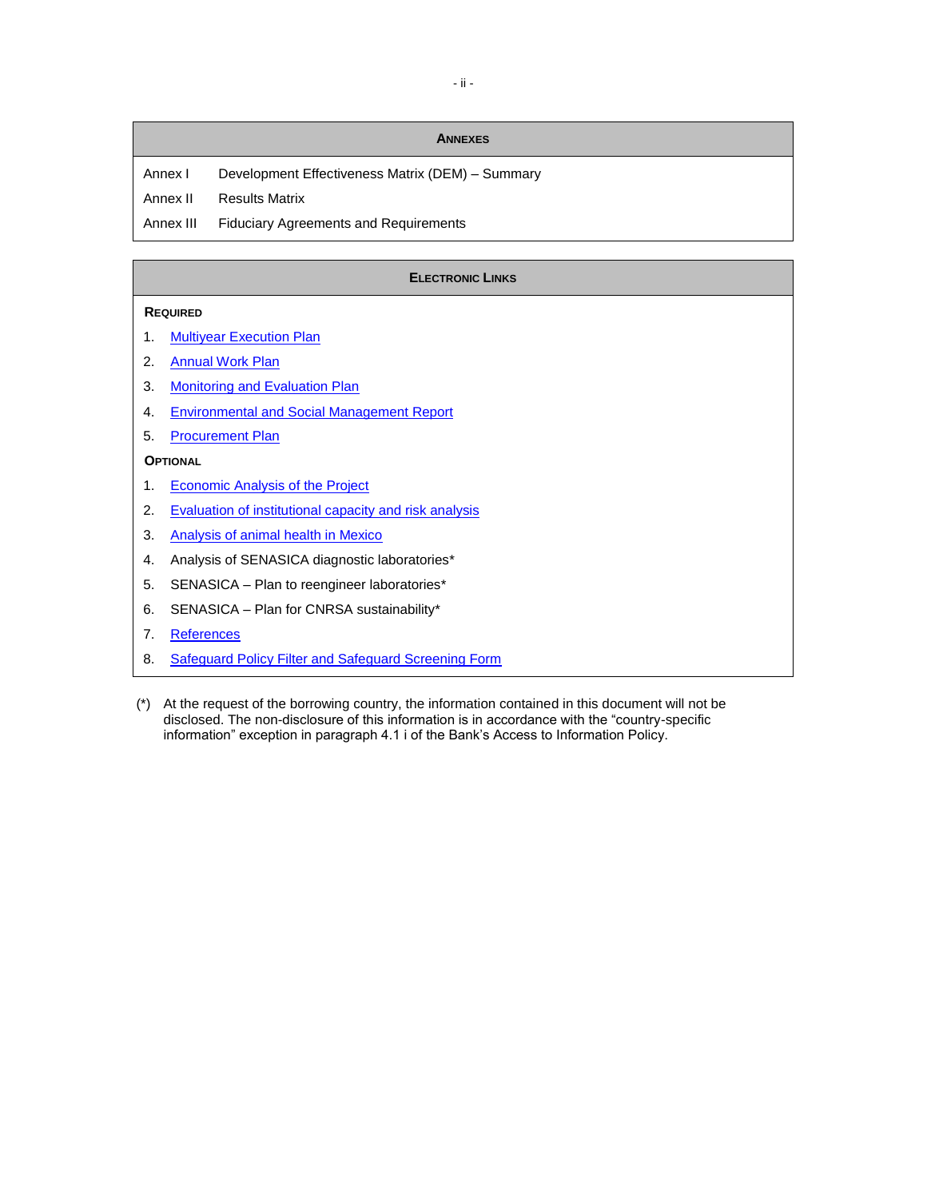## Annexes

| | |
|---|---|
| Annex I | Development Effectiveness Matrix (DEM) – Summary |
| Annex II | Results Matrix |
| Annex III | Fiduciary Agreements and Requirements |

## Electronic Links

**Required**

1. Multiyear Execution Plan
2. Annual Work Plan
3. Monitoring and Evaluation Plan
4. Environmental and Social Management Report
5. Procurement Plan

**Optional**

1. Economic Analysis of the Project
2. Evaluation of institutional capacity and risk analysis
3. Analysis of animal health in Mexico
4. Analysis of SENASICA diagnostic laboratories*
5. SENASICA – Plan to reengineer laboratories*
6. SENASICA – Plan for CNRSA sustainability*
7. References
8. Safeguard Policy Filter and Safeguard Screening Form

(*) At the request of the borrowing country, the information contained in this document will not be disclosed. The non-disclosure of this information is in accordance with the "country-specific information" exception in paragraph 4.1 i of the Bank's Access to Information Policy.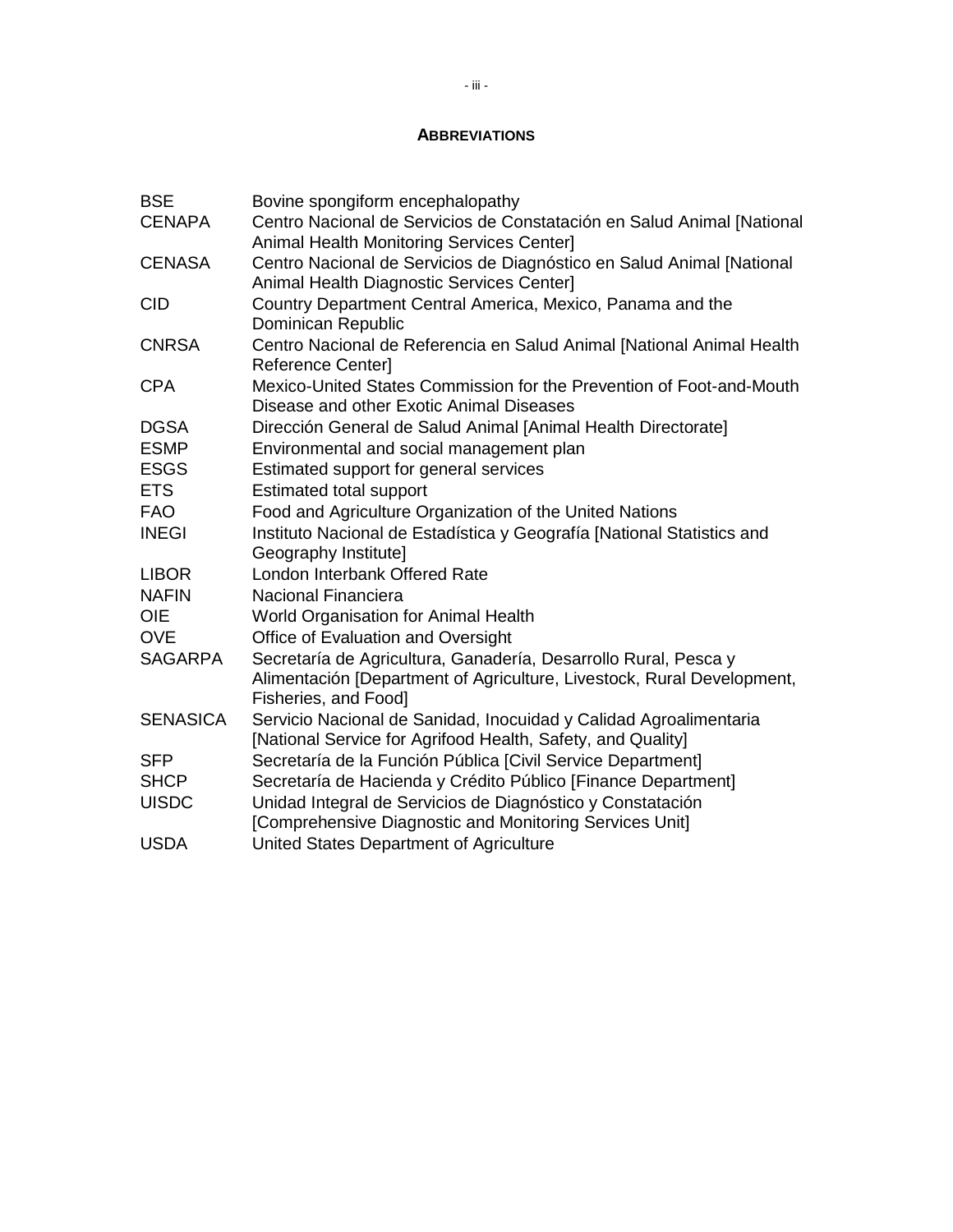## ABBREVIATIONS

| | |
|---|---|
| BSE | Bovine spongiform encephalopathy |
| CENAPA | Centro Nacional de Servicios de Constatación en Salud Animal [National Animal Health Monitoring Services Center] |
| CENASA | Centro Nacional de Servicios de Diagnóstico en Salud Animal [National Animal Health Diagnostic Services Center] |
| CID | Country Department Central America, Mexico, Panama and the Dominican Republic |
| CNRSA | Centro Nacional de Referencia en Salud Animal [National Animal Health Reference Center] |
| CPA | Mexico-United States Commission for the Prevention of Foot-and-Mouth Disease and other Exotic Animal Diseases |
| DGSA | Dirección General de Salud Animal [Animal Health Directorate] |
| ESMP | Environmental and social management plan |
| ESGS | Estimated support for general services |
| ETS | Estimated total support |
| FAO | Food and Agriculture Organization of the United Nations |
| INEGI | Instituto Nacional de Estadística y Geografía [National Statistics and Geography Institute] |
| LIBOR | London Interbank Offered Rate |
| NAFIN | Nacional Financiera |
| OIE | World Organisation for Animal Health |
| OVE | Office of Evaluation and Oversight |
| SAGARPA | Secretaría de Agricultura, Ganadería, Desarrollo Rural, Pesca y Alimentación [Department of Agriculture, Livestock, Rural Development, Fisheries, and Food] |
| SENASICA | Servicio Nacional de Sanidad, Inocuidad y Calidad Agroalimentaria [National Service for Agrifood Health, Safety, and Quality] |
| SFP | Secretaría de la Función Pública [Civil Service Department] |
| SHCP | Secretaría de Hacienda y Crédito Público [Finance Department] |
| UISDC | Unidad Integral de Servicios de Diagnóstico y Constatación [Comprehensive Diagnostic and Monitoring Services Unit] |
| USDA | United States Department of Agriculture |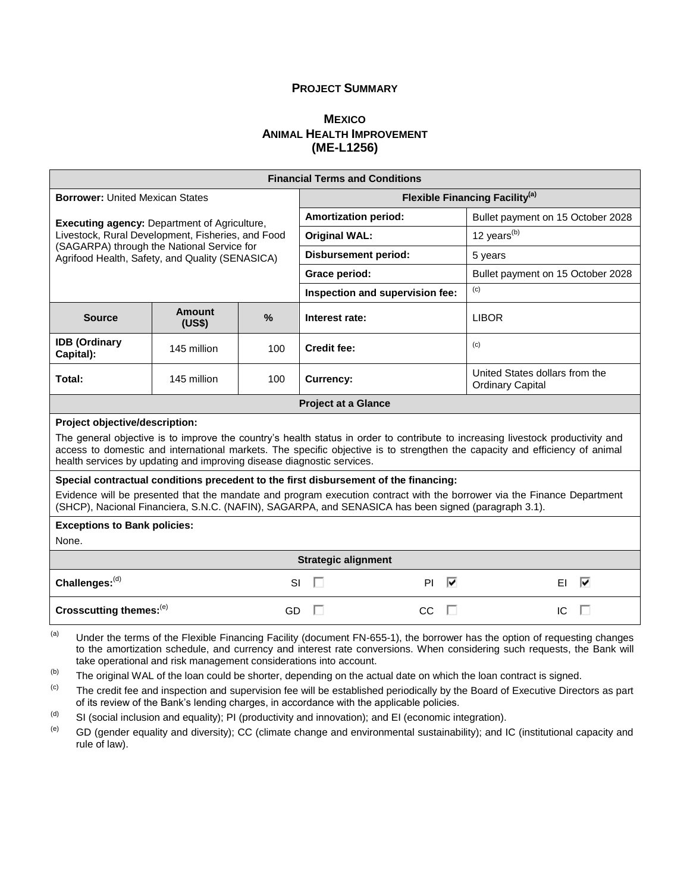## PROJECT SUMMARY

### MEXICO
### ANIMAL HEALTH IMPROVEMENT
### (ME-L1256)

| Financial Terms and Conditions | | | | |
|---|---|---|---|---|
| **Borrower:** United Mexican States<br><br>**Executing agency:** Department of Agriculture, Livestock, Rural Development, Fisheries, and Food (SAGARPA) through the National Service for Agrifood Health, Safety, and Quality (SENASICA) | | | **Flexible Financing Facility**[(a)] | |
| | | | **Amortization period:** | Bullet payment on 15 October 2028 |
| | | | **Original WAL:** | 12 years[(b)] |
| | | | **Disbursement period:** | 5 years |
| | | | **Grace period:** | Bullet payment on 15 October 2028 |
| | | | **Inspection and supervision fee:** | [(c)] |
| **Source** | **Amount (US$)** | **%** | **Interest rate:** | LIBOR |
| **IDB (Ordinary Capital):** | 145 million | 100 | **Credit fee:** | [(c)] |
| **Total:** | 145 million | 100 | **Currency:** | United States dollars from the Ordinary Capital |

| Project at a Glance |
|---|
| **Project objective/description:**<br>The general objective is to improve the country's health status in order to contribute to increasing livestock productivity and access to domestic and international markets. The specific objective is to strengthen the capacity and efficiency of animal health services by updating and improving disease diagnostic services. |
| **Special contractual conditions precedent to the first disbursement of the financing:**<br>Evidence will be presented that the mandate and program execution contract with the borrower via the Finance Department (SHCP), Nacional Financiera, S.N.C. (NAFIN), SAGARPA, and SENASICA has been signed (paragraph 3.1). |
| **Exceptions to Bank policies:**<br>None. |

| Strategic alignment | | | |
|---|---|---|---|
| **Challenges:**[(d)] | SI ☐ | PI ☑ | EI ☑ |
| **Crosscutting themes:**[(e)] | GD ☐ | CC ☐ | IC ☐ |

(a) Under the terms of the Flexible Financing Facility (document FN-655-1), the borrower has the option of requesting changes to the amortization schedule, and currency and interest rate conversions. When considering such requests, the Bank will take operational and risk management considerations into account.

(b) The original WAL of the loan could be shorter, depending on the actual date on which the loan contract is signed.

(c) The credit fee and inspection and supervision fee will be established periodically by the Board of Executive Directors as part of its review of the Bank's lending charges, in accordance with the applicable policies.

(d) SI (social inclusion and equality); PI (productivity and innovation); and EI (economic integration).

(e) GD (gender equality and diversity); CC (climate change and environmental sustainability); and IC (institutional capacity and rule of law).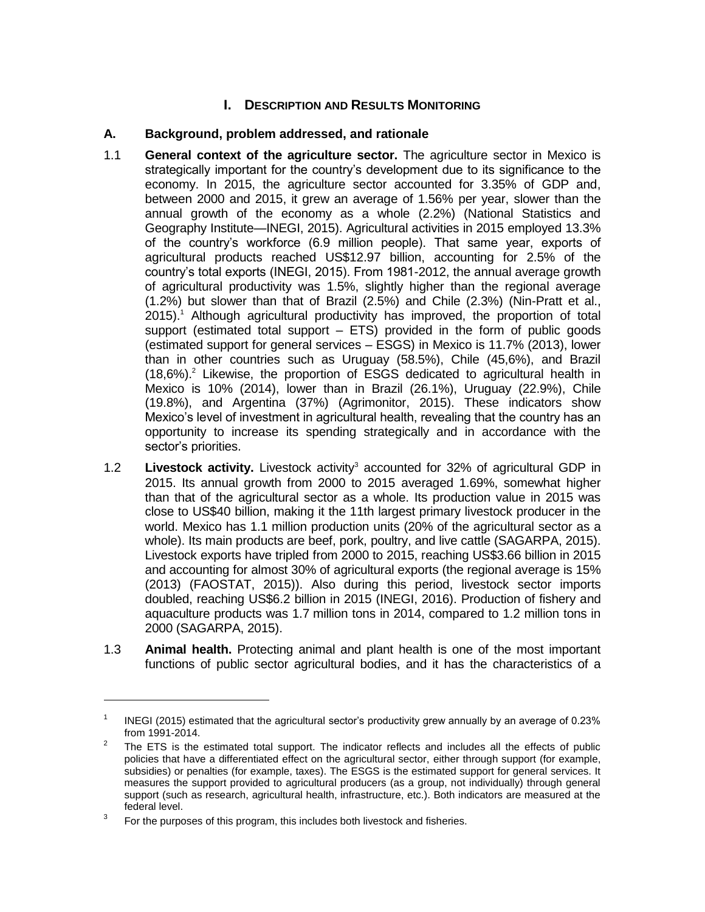## I. DESCRIPTION AND RESULTS MONITORING

### A. Background, problem addressed, and rationale

1.1 **General context of the agriculture sector.** The agriculture sector in Mexico is strategically important for the country's development due to its significance to the economy. In 2015, the agriculture sector accounted for 3.35% of GDP and, between 2000 and 2015, it grew an average of 1.56% per year, slower than the annual growth of the economy as a whole (2.2%) (National Statistics and Geography Institute—INEGI, 2015). Agricultural activities in 2015 employed 13.3% of the country's workforce (6.9 million people). That same year, exports of agricultural products reached US$12.97 billion, accounting for 2.5% of the country's total exports (INEGI, 2015). From 1981-2012, the annual average growth of agricultural productivity was 1.5%, slightly higher than the regional average (1.2%) but slower than that of Brazil (2.5%) and Chile (2.3%) (Nin-Pratt et al., 2015).[1] Although agricultural productivity has improved, the proportion of total support (estimated total support – ETS) provided in the form of public goods (estimated support for general services – ESGS) in Mexico is 11.7% (2013), lower than in other countries such as Uruguay (58.5%), Chile (45,6%), and Brazil (18,6%).[2] Likewise, the proportion of ESGS dedicated to agricultural health in Mexico is 10% (2014), lower than in Brazil (26.1%), Uruguay (22.9%), Chile (19.8%), and Argentina (37%) (Agrimonitor, 2015). These indicators show Mexico's level of investment in agricultural health, revealing that the country has an opportunity to increase its spending strategically and in accordance with the sector's priorities.

1.2 **Livestock activity.** Livestock activity[3] accounted for 32% of agricultural GDP in 2015. Its annual growth from 2000 to 2015 averaged 1.69%, somewhat higher than that of the agricultural sector as a whole. Its production value in 2015 was close to US$40 billion, making it the 11th largest primary livestock producer in the world. Mexico has 1.1 million production units (20% of the agricultural sector as a whole). Its main products are beef, pork, poultry, and live cattle (SAGARPA, 2015). Livestock exports have tripled from 2000 to 2015, reaching US$3.66 billion in 2015 and accounting for almost 30% of agricultural exports (the regional average is 15% (2013) (FAOSTAT, 2015)). Also during this period, livestock sector imports doubled, reaching US$6.2 billion in 2015 (INEGI, 2016). Production of fishery and aquaculture products was 1.7 million tons in 2014, compared to 1.2 million tons in 2000 (SAGARPA, 2015).

1.3 **Animal health.** Protecting animal and plant health is one of the most important functions of public sector agricultural bodies, and it has the characteristics of a

---

[1] INEGI (2015) estimated that the agricultural sector's productivity grew annually by an average of 0.23% from 1991-2014.

[2] The ETS is the estimated total support. The indicator reflects and includes all the effects of public policies that have a differentiated effect on the agricultural sector, either through support (for example, subsidies) or penalties (for example, taxes). The ESGS is the estimated support for general services. It measures the support provided to agricultural producers (as a group, not individually) through general support (such as research, agricultural health, infrastructure, etc.). Both indicators are measured at the federal level.

[3] For the purposes of this program, this includes both livestock and fisheries.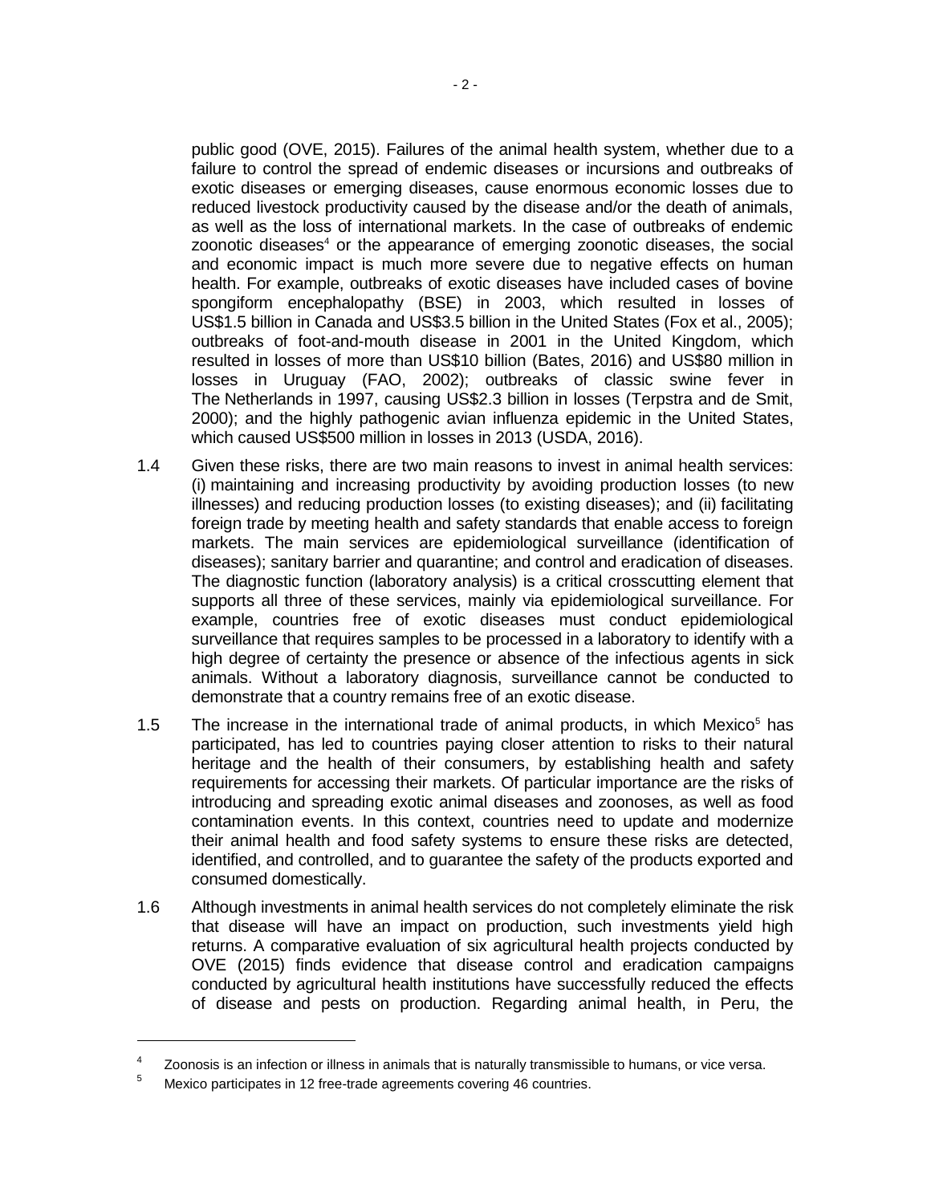public good (OVE, 2015). Failures of the animal health system, whether due to a failure to control the spread of endemic diseases or incursions and outbreaks of exotic diseases or emerging diseases, cause enormous economic losses due to reduced livestock productivity caused by the disease and/or the death of animals, as well as the loss of international markets. In the case of outbreaks of endemic zoonotic diseases[4] or the appearance of emerging zoonotic diseases, the social and economic impact is much more severe due to negative effects on human health. For example, outbreaks of exotic diseases have included cases of bovine spongiform encephalopathy (BSE) in 2003, which resulted in losses of US$1.5 billion in Canada and US$3.5 billion in the United States (Fox et al., 2005); outbreaks of foot-and-mouth disease in 2001 in the United Kingdom, which resulted in losses of more than US$10 billion (Bates, 2016) and US$80 million in losses in Uruguay (FAO, 2002); outbreaks of classic swine fever in The Netherlands in 1997, causing US$2.3 billion in losses (Terpstra and de Smit, 2000); and the highly pathogenic avian influenza epidemic in the United States, which caused US$500 million in losses in 2013 (USDA, 2016).

1.4 Given these risks, there are two main reasons to invest in animal health services: (i) maintaining and increasing productivity by avoiding production losses (to new illnesses) and reducing production losses (to existing diseases); and (ii) facilitating foreign trade by meeting health and safety standards that enable access to foreign markets. The main services are epidemiological surveillance (identification of diseases); sanitary barrier and quarantine; and control and eradication of diseases. The diagnostic function (laboratory analysis) is a critical crosscutting element that supports all three of these services, mainly via epidemiological surveillance. For example, countries free of exotic diseases must conduct epidemiological surveillance that requires samples to be processed in a laboratory to identify with a high degree of certainty the presence or absence of the infectious agents in sick animals. Without a laboratory diagnosis, surveillance cannot be conducted to demonstrate that a country remains free of an exotic disease.

1.5 The increase in the international trade of animal products, in which Mexico[5] has participated, has led to countries paying closer attention to risks to their natural heritage and the health of their consumers, by establishing health and safety requirements for accessing their markets. Of particular importance are the risks of introducing and spreading exotic animal diseases and zoonoses, as well as food contamination events. In this context, countries need to update and modernize their animal health and food safety systems to ensure these risks are detected, identified, and controlled, and to guarantee the safety of the products exported and consumed domestically.

1.6 Although investments in animal health services do not completely eliminate the risk that disease will have an impact on production, such investments yield high returns. A comparative evaluation of six agricultural health projects conducted by OVE (2015) finds evidence that disease control and eradication campaigns conducted by agricultural health institutions have successfully reduced the effects of disease and pests on production. Regarding animal health, in Peru, the

---

[4] Zoonosis is an infection or illness in animals that is naturally transmissible to humans, or vice versa.

[5] Mexico participates in 12 free-trade agreements covering 46 countries.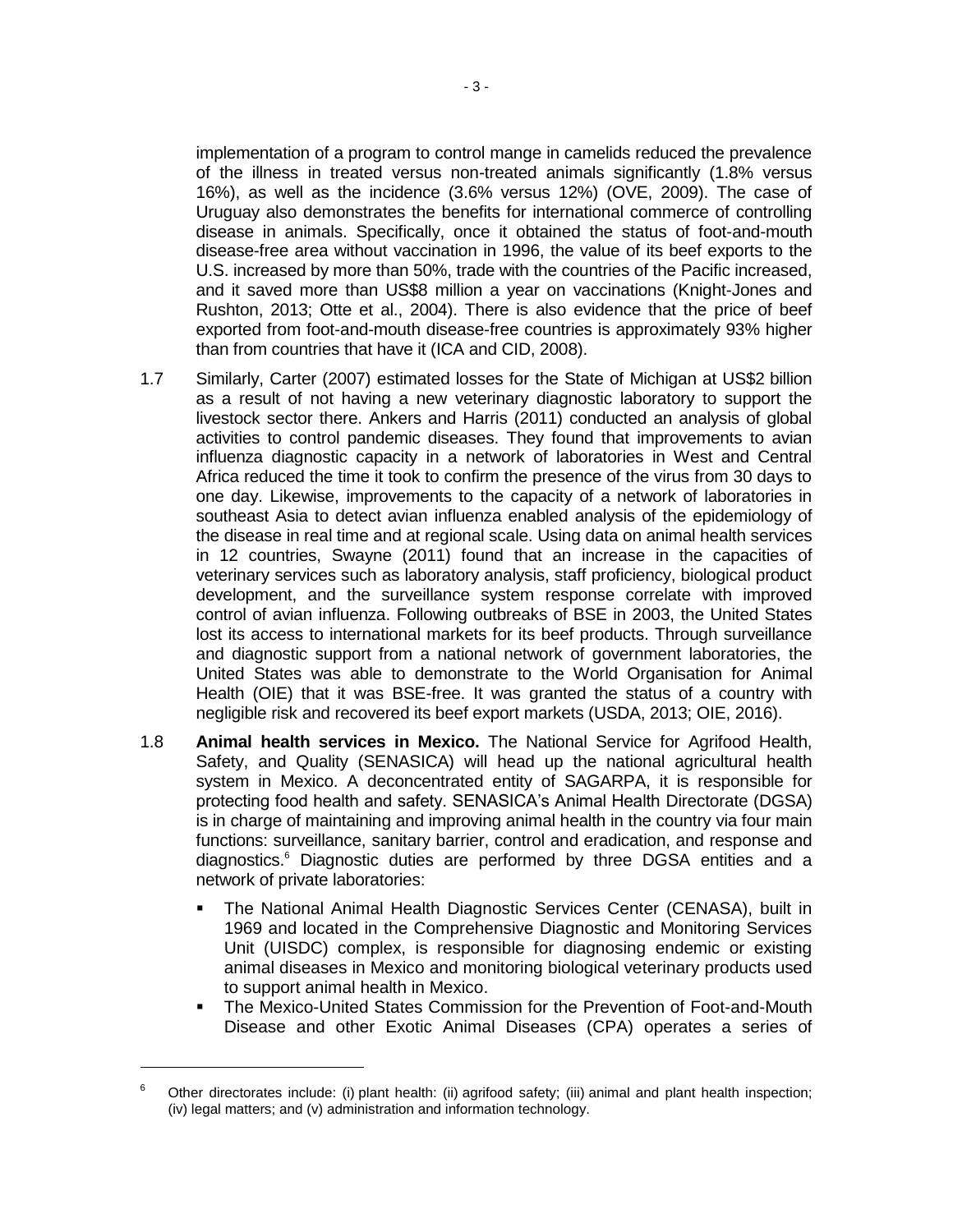implementation of a program to control mange in camelids reduced the prevalence of the illness in treated versus non-treated animals significantly (1.8% versus 16%), as well as the incidence (3.6% versus 12%) (OVE, 2009). The case of Uruguay also demonstrates the benefits for international commerce of controlling disease in animals. Specifically, once it obtained the status of foot-and-mouth disease-free area without vaccination in 1996, the value of its beef exports to the U.S. increased by more than 50%, trade with the countries of the Pacific increased, and it saved more than US$8 million a year on vaccinations (Knight-Jones and Rushton, 2013; Otte et al., 2004). There is also evidence that the price of beef exported from foot-and-mouth disease-free countries is approximately 93% higher than from countries that have it (ICA and CID, 2008).

1.7 Similarly, Carter (2007) estimated losses for the State of Michigan at US$2 billion as a result of not having a new veterinary diagnostic laboratory to support the livestock sector there. Ankers and Harris (2011) conducted an analysis of global activities to control pandemic diseases. They found that improvements to avian influenza diagnostic capacity in a network of laboratories in West and Central Africa reduced the time it took to confirm the presence of the virus from 30 days to one day. Likewise, improvements to the capacity of a network of laboratories in southeast Asia to detect avian influenza enabled analysis of the epidemiology of the disease in real time and at regional scale. Using data on animal health services in 12 countries, Swayne (2011) found that an increase in the capacities of veterinary services such as laboratory analysis, staff proficiency, biological product development, and the surveillance system response correlate with improved control of avian influenza. Following outbreaks of BSE in 2003, the United States lost its access to international markets for its beef products. Through surveillance and diagnostic support from a national network of government laboratories, the United States was able to demonstrate to the World Organisation for Animal Health (OIE) that it was BSE-free. It was granted the status of a country with negligible risk and recovered its beef export markets (USDA, 2013; OIE, 2016).

1.8 **Animal health services in Mexico.** The National Service for Agrifood Health, Safety, and Quality (SENASICA) will head up the national agricultural health system in Mexico. A deconcentrated entity of SAGARPA, it is responsible for protecting food health and safety. SENASICA's Animal Health Directorate (DGSA) is in charge of maintaining and improving animal health in the country via four main functions: surveillance, sanitary barrier, control and eradication, and response and diagnostics.[6] Diagnostic duties are performed by three DGSA entities and a network of private laboratories:

- The National Animal Health Diagnostic Services Center (CENASA), built in 1969 and located in the Comprehensive Diagnostic and Monitoring Services Unit (UISDC) complex, is responsible for diagnosing endemic or existing animal diseases in Mexico and monitoring biological veterinary products used to support animal health in Mexico.
- The Mexico-United States Commission for the Prevention of Foot-and-Mouth Disease and other Exotic Animal Diseases (CPA) operates a series of

[6] Other directorates include: (i) plant health: (ii) agrifood safety; (iii) animal and plant health inspection; (iv) legal matters; and (v) administration and information technology.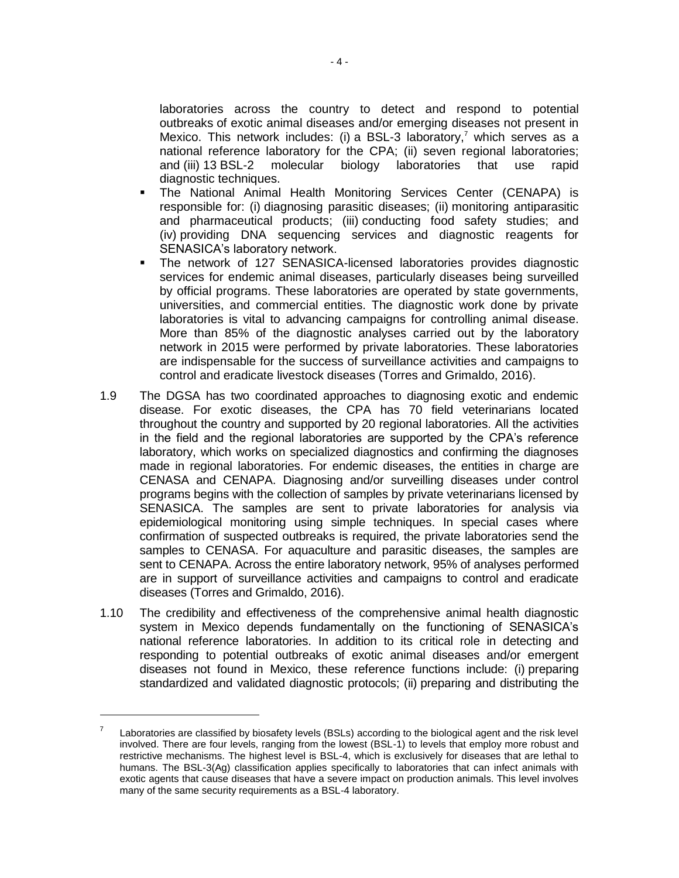laboratories across the country to detect and respond to potential outbreaks of exotic animal diseases and/or emerging diseases not present in Mexico. This network includes: (i) a BSL-3 laboratory,[7] which serves as a national reference laboratory for the CPA; (ii) seven regional laboratories; and (iii) 13 BSL-2 molecular biology laboratories that use rapid diagnostic techniques.

- The National Animal Health Monitoring Services Center (CENAPA) is responsible for: (i) diagnosing parasitic diseases; (ii) monitoring antiparasitic and pharmaceutical products; (iii) conducting food safety studies; and (iv) providing DNA sequencing services and diagnostic reagents for SENASICA's laboratory network.
- The network of 127 SENASICA-licensed laboratories provides diagnostic services for endemic animal diseases, particularly diseases being surveilled by official programs. These laboratories are operated by state governments, universities, and commercial entities. The diagnostic work done by private laboratories is vital to advancing campaigns for controlling animal disease. More than 85% of the diagnostic analyses carried out by the laboratory network in 2015 were performed by private laboratories. These laboratories are indispensable for the success of surveillance activities and campaigns to control and eradicate livestock diseases (Torres and Grimaldo, 2016).

1.9 The DGSA has two coordinated approaches to diagnosing exotic and endemic disease. For exotic diseases, the CPA has 70 field veterinarians located throughout the country and supported by 20 regional laboratories. All the activities in the field and the regional laboratories are supported by the CPA's reference laboratory, which works on specialized diagnostics and confirming the diagnoses made in regional laboratories. For endemic diseases, the entities in charge are CENASA and CENAPA. Diagnosing and/or surveilling diseases under control programs begins with the collection of samples by private veterinarians licensed by SENASICA. The samples are sent to private laboratories for analysis via epidemiological monitoring using simple techniques. In special cases where confirmation of suspected outbreaks is required, the private laboratories send the samples to CENASA. For aquaculture and parasitic diseases, the samples are sent to CENAPA. Across the entire laboratory network, 95% of analyses performed are in support of surveillance activities and campaigns to control and eradicate diseases (Torres and Grimaldo, 2016).

1.10 The credibility and effectiveness of the comprehensive animal health diagnostic system in Mexico depends fundamentally on the functioning of SENASICA's national reference laboratories. In addition to its critical role in detecting and responding to potential outbreaks of exotic animal diseases and/or emergent diseases not found in Mexico, these reference functions include: (i) preparing standardized and validated diagnostic protocols; (ii) preparing and distributing the

---

[7] Laboratories are classified by biosafety levels (BSLs) according to the biological agent and the risk level involved. There are four levels, ranging from the lowest (BSL-1) to levels that employ more robust and restrictive mechanisms. The highest level is BSL-4, which is exclusively for diseases that are lethal to humans. The BSL-3(Ag) classification applies specifically to laboratories that can infect animals with exotic agents that cause diseases that have a severe impact on production animals. This level involves many of the same security requirements as a BSL-4 laboratory.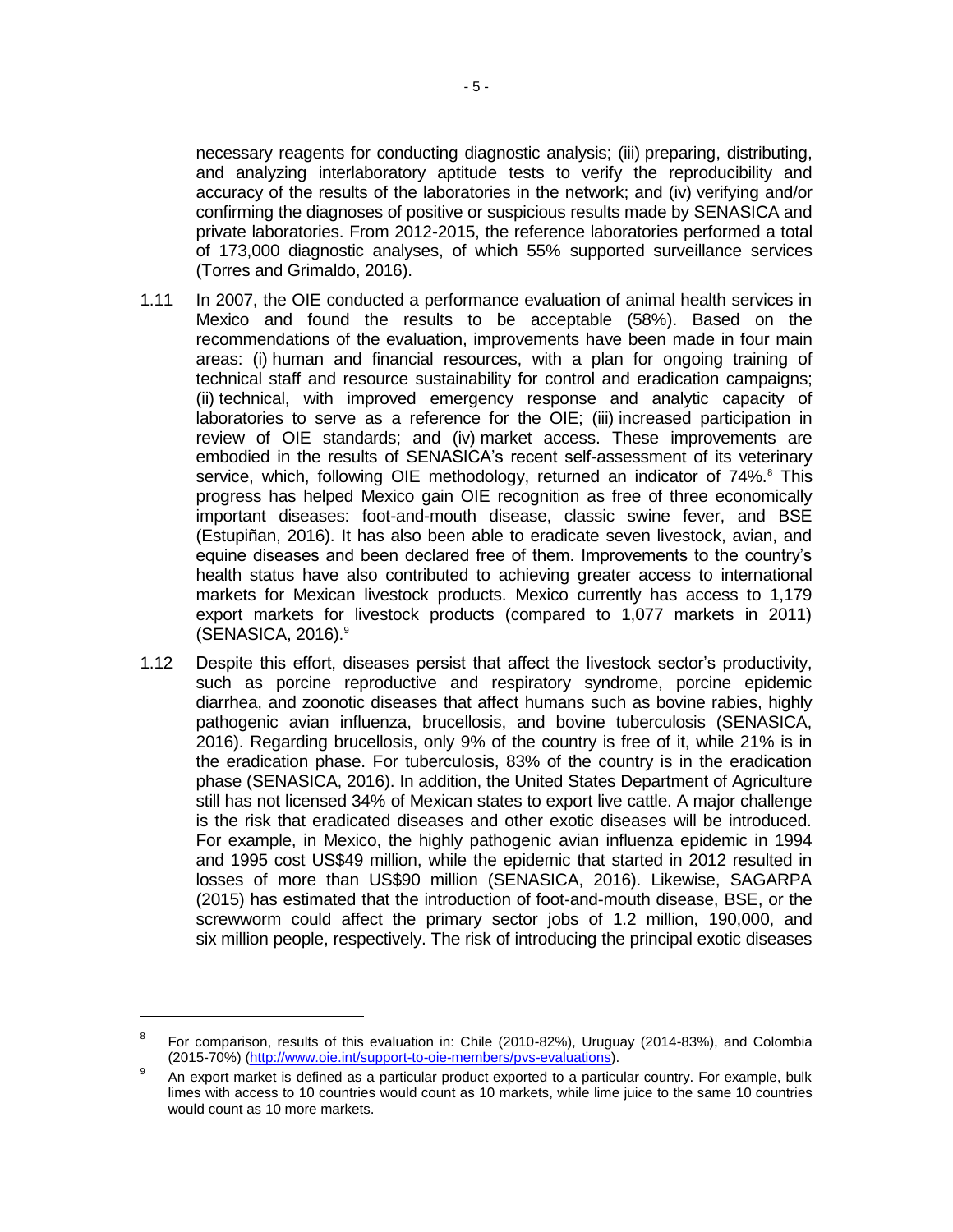necessary reagents for conducting diagnostic analysis; (iii) preparing, distributing, and analyzing interlaboratory aptitude tests to verify the reproducibility and accuracy of the results of the laboratories in the network; and (iv) verifying and/or confirming the diagnoses of positive or suspicious results made by SENASICA and private laboratories. From 2012-2015, the reference laboratories performed a total of 173,000 diagnostic analyses, of which 55% supported surveillance services (Torres and Grimaldo, 2016).

1.11 In 2007, the OIE conducted a performance evaluation of animal health services in Mexico and found the results to be acceptable (58%). Based on the recommendations of the evaluation, improvements have been made in four main areas: (i) human and financial resources, with a plan for ongoing training of technical staff and resource sustainability for control and eradication campaigns; (ii) technical, with improved emergency response and analytic capacity of laboratories to serve as a reference for the OIE; (iii) increased participation in review of OIE standards; and (iv) market access. These improvements are embodied in the results of SENASICA's recent self-assessment of its veterinary service, which, following OIE methodology, returned an indicator of 74%.[8] This progress has helped Mexico gain OIE recognition as free of three economically important diseases: foot-and-mouth disease, classic swine fever, and BSE (Estupiñan, 2016). It has also been able to eradicate seven livestock, avian, and equine diseases and been declared free of them. Improvements to the country's health status have also contributed to achieving greater access to international markets for Mexican livestock products. Mexico currently has access to 1,179 export markets for livestock products (compared to 1,077 markets in 2011) (SENASICA, 2016).[9]

1.12 Despite this effort, diseases persist that affect the livestock sector's productivity, such as porcine reproductive and respiratory syndrome, porcine epidemic diarrhea, and zoonotic diseases that affect humans such as bovine rabies, highly pathogenic avian influenza, brucellosis, and bovine tuberculosis (SENASICA, 2016). Regarding brucellosis, only 9% of the country is free of it, while 21% is in the eradication phase. For tuberculosis, 83% of the country is in the eradication phase (SENASICA, 2016). In addition, the United States Department of Agriculture still has not licensed 34% of Mexican states to export live cattle. A major challenge is the risk that eradicated diseases and other exotic diseases will be introduced. For example, in Mexico, the highly pathogenic avian influenza epidemic in 1994 and 1995 cost US$49 million, while the epidemic that started in 2012 resulted in losses of more than US$90 million (SENASICA, 2016). Likewise, SAGARPA (2015) has estimated that the introduction of foot-and-mouth disease, BSE, or the screwworm could affect the primary sector jobs of 1.2 million, 190,000, and six million people, respectively. The risk of introducing the principal exotic diseases

---

[8] For comparison, results of this evaluation in: Chile (2010-82%), Uruguay (2014-83%), and Colombia (2015-70%) (http://www.oie.int/support-to-oie-members/pvs-evaluations).

[9] An export market is defined as a particular product exported to a particular country. For example, bulk limes with access to 10 countries would count as 10 markets, while lime juice to the same 10 countries would count as 10 more markets.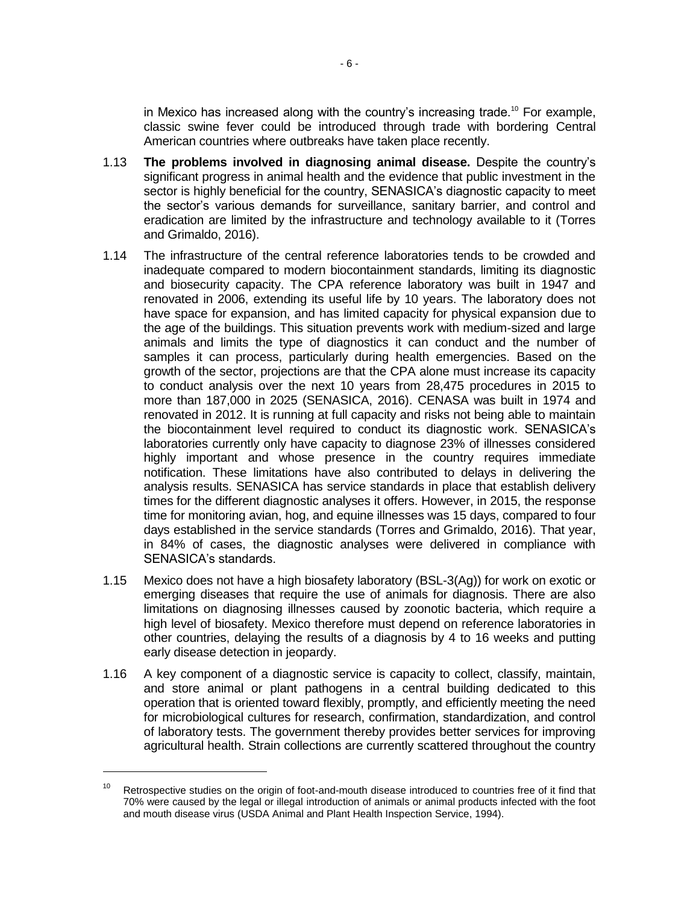in Mexico has increased along with the country's increasing trade.[10] For example, classic swine fever could be introduced through trade with bordering Central American countries where outbreaks have taken place recently.

1.13 **The problems involved in diagnosing animal disease.** Despite the country's significant progress in animal health and the evidence that public investment in the sector is highly beneficial for the country, SENASICA's diagnostic capacity to meet the sector's various demands for surveillance, sanitary barrier, and control and eradication are limited by the infrastructure and technology available to it (Torres and Grimaldo, 2016).

1.14 The infrastructure of the central reference laboratories tends to be crowded and inadequate compared to modern biocontainment standards, limiting its diagnostic and biosecurity capacity. The CPA reference laboratory was built in 1947 and renovated in 2006, extending its useful life by 10 years. The laboratory does not have space for expansion, and has limited capacity for physical expansion due to the age of the buildings. This situation prevents work with medium-sized and large animals and limits the type of diagnostics it can conduct and the number of samples it can process, particularly during health emergencies. Based on the growth of the sector, projections are that the CPA alone must increase its capacity to conduct analysis over the next 10 years from 28,475 procedures in 2015 to more than 187,000 in 2025 (SENASICA, 2016). CENASA was built in 1974 and renovated in 2012. It is running at full capacity and risks not being able to maintain the biocontainment level required to conduct its diagnostic work. SENASICA's laboratories currently only have capacity to diagnose 23% of illnesses considered highly important and whose presence in the country requires immediate notification. These limitations have also contributed to delays in delivering the analysis results. SENASICA has service standards in place that establish delivery times for the different diagnostic analyses it offers. However, in 2015, the response time for monitoring avian, hog, and equine illnesses was 15 days, compared to four days established in the service standards (Torres and Grimaldo, 2016). That year, in 84% of cases, the diagnostic analyses were delivered in compliance with SENASICA's standards.

1.15 Mexico does not have a high biosafety laboratory (BSL-3(Ag)) for work on exotic or emerging diseases that require the use of animals for diagnosis. There are also limitations on diagnosing illnesses caused by zoonotic bacteria, which require a high level of biosafety. Mexico therefore must depend on reference laboratories in other countries, delaying the results of a diagnosis by 4 to 16 weeks and putting early disease detection in jeopardy.

1.16 A key component of a diagnostic service is capacity to collect, classify, maintain, and store animal or plant pathogens in a central building dedicated to this operation that is oriented toward flexibly, promptly, and efficiently meeting the need for microbiological cultures for research, confirmation, standardization, and control of laboratory tests. The government thereby provides better services for improving agricultural health. Strain collections are currently scattered throughout the country

---

[10] Retrospective studies on the origin of foot-and-mouth disease introduced to countries free of it find that 70% were caused by the legal or illegal introduction of animals or animal products infected with the foot and mouth disease virus (USDA Animal and Plant Health Inspection Service, 1994).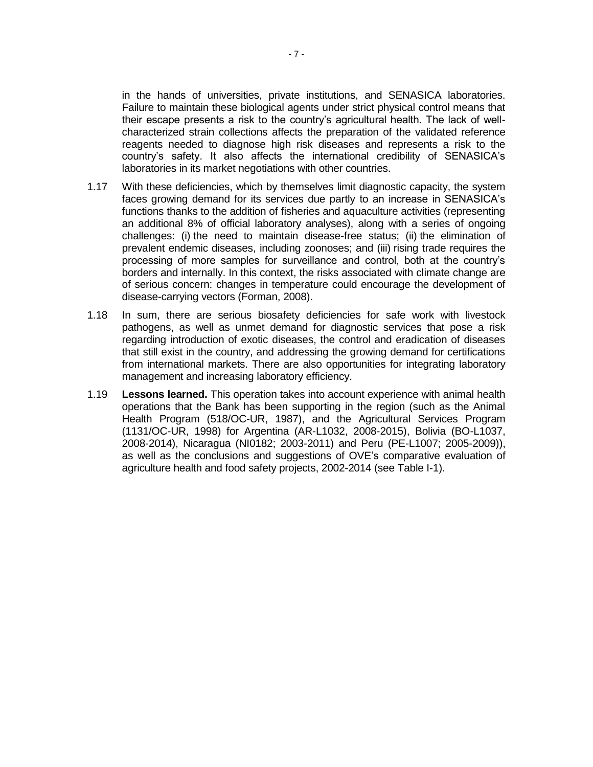in the hands of universities, private institutions, and SENASICA laboratories. Failure to maintain these biological agents under strict physical control means that their escape presents a risk to the country's agricultural health. The lack of well-characterized strain collections affects the preparation of the validated reference reagents needed to diagnose high risk diseases and represents a risk to the country's safety. It also affects the international credibility of SENASICA's laboratories in its market negotiations with other countries.

1.17 With these deficiencies, which by themselves limit diagnostic capacity, the system faces growing demand for its services due partly to an increase in SENASICA's functions thanks to the addition of fisheries and aquaculture activities (representing an additional 8% of official laboratory analyses), along with a series of ongoing challenges: (i) the need to maintain disease-free status; (ii) the elimination of prevalent endemic diseases, including zoonoses; and (iii) rising trade requires the processing of more samples for surveillance and control, both at the country's borders and internally. In this context, the risks associated with climate change are of serious concern: changes in temperature could encourage the development of disease-carrying vectors (Forman, 2008).

1.18 In sum, there are serious biosafety deficiencies for safe work with livestock pathogens, as well as unmet demand for diagnostic services that pose a risk regarding introduction of exotic diseases, the control and eradication of diseases that still exist in the country, and addressing the growing demand for certifications from international markets. There are also opportunities for integrating laboratory management and increasing laboratory efficiency.

1.19 **Lessons learned.** This operation takes into account experience with animal health operations that the Bank has been supporting in the region (such as the Animal Health Program (518/OC-UR, 1987), and the Agricultural Services Program (1131/OC-UR, 1998) for Argentina (AR-L1032, 2008-2015), Bolivia (BO-L1037, 2008-2014), Nicaragua (NI0182; 2003-2011) and Peru (PE-L1007; 2005-2009)), as well as the conclusions and suggestions of OVE's comparative evaluation of agriculture health and food safety projects, 2002-2014 (see Table I-1).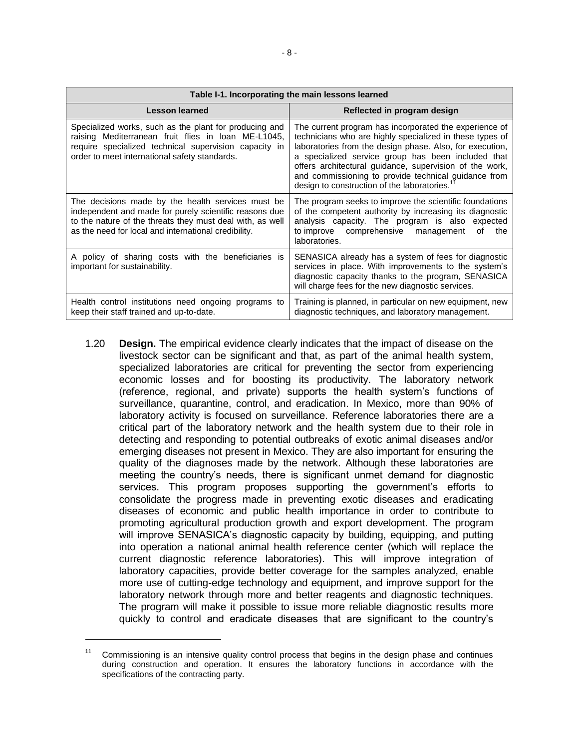| Table I-1. Incorporating the main lessons learned | |
|---|---|
| **Lesson learned** | **Reflected in program design** |
| Specialized works, such as the plant for producing and raising Mediterranean fruit flies in loan ME-L1045, require specialized technical supervision capacity in order to meet international safety standards. | The current program has incorporated the experience of technicians who are highly specialized in these types of laboratories from the design phase. Also, for execution, a specialized service group has been included that offers architectural guidance, supervision of the work, and commissioning to provide technical guidance from design to construction of the laboratories.[11] |
| The decisions made by the health services must be independent and made for purely scientific reasons due to the nature of the threats they must deal with, as well as the need for local and international credibility. | The program seeks to improve the scientific foundations of the competent authority by increasing its diagnostic analysis capacity. The program is also expected to improve comprehensive management of the laboratories. |
| A policy of sharing costs with the beneficiaries is important for sustainability. | SENASICA already has a system of fees for diagnostic services in place. With improvements to the system's diagnostic capacity thanks to the program, SENASICA will charge fees for the new diagnostic services. |
| Health control institutions need ongoing programs to keep their staff trained and up-to-date. | Training is planned, in particular on new equipment, new diagnostic techniques, and laboratory management. |

1.20 **Design.** The empirical evidence clearly indicates that the impact of disease on the livestock sector can be significant and that, as part of the animal health system, specialized laboratories are critical for preventing the sector from experiencing economic losses and for boosting its productivity. The laboratory network (reference, regional, and private) supports the health system's functions of surveillance, quarantine, control, and eradication. In Mexico, more than 90% of laboratory activity is focused on surveillance. Reference laboratories there are a critical part of the laboratory network and the health system due to their role in detecting and responding to potential outbreaks of exotic animal diseases and/or emerging diseases not present in Mexico. They are also important for ensuring the quality of the diagnoses made by the network. Although these laboratories are meeting the country's needs, there is significant unmet demand for diagnostic services. This program proposes supporting the government's efforts to consolidate the progress made in preventing exotic diseases and eradicating diseases of economic and public health importance in order to contribute to promoting agricultural production growth and export development. The program will improve SENASICA's diagnostic capacity by building, equipping, and putting into operation a national animal health reference center (which will replace the current diagnostic reference laboratories). This will improve integration of laboratory capacities, provide better coverage for the samples analyzed, enable more use of cutting-edge technology and equipment, and improve support for the laboratory network through more and better reagents and diagnostic techniques. The program will make it possible to issue more reliable diagnostic results more quickly to control and eradicate diseases that are significant to the country's

[11] Commissioning is an intensive quality control process that begins in the design phase and continues during construction and operation. It ensures the laboratory functions in accordance with the specifications of the contracting party.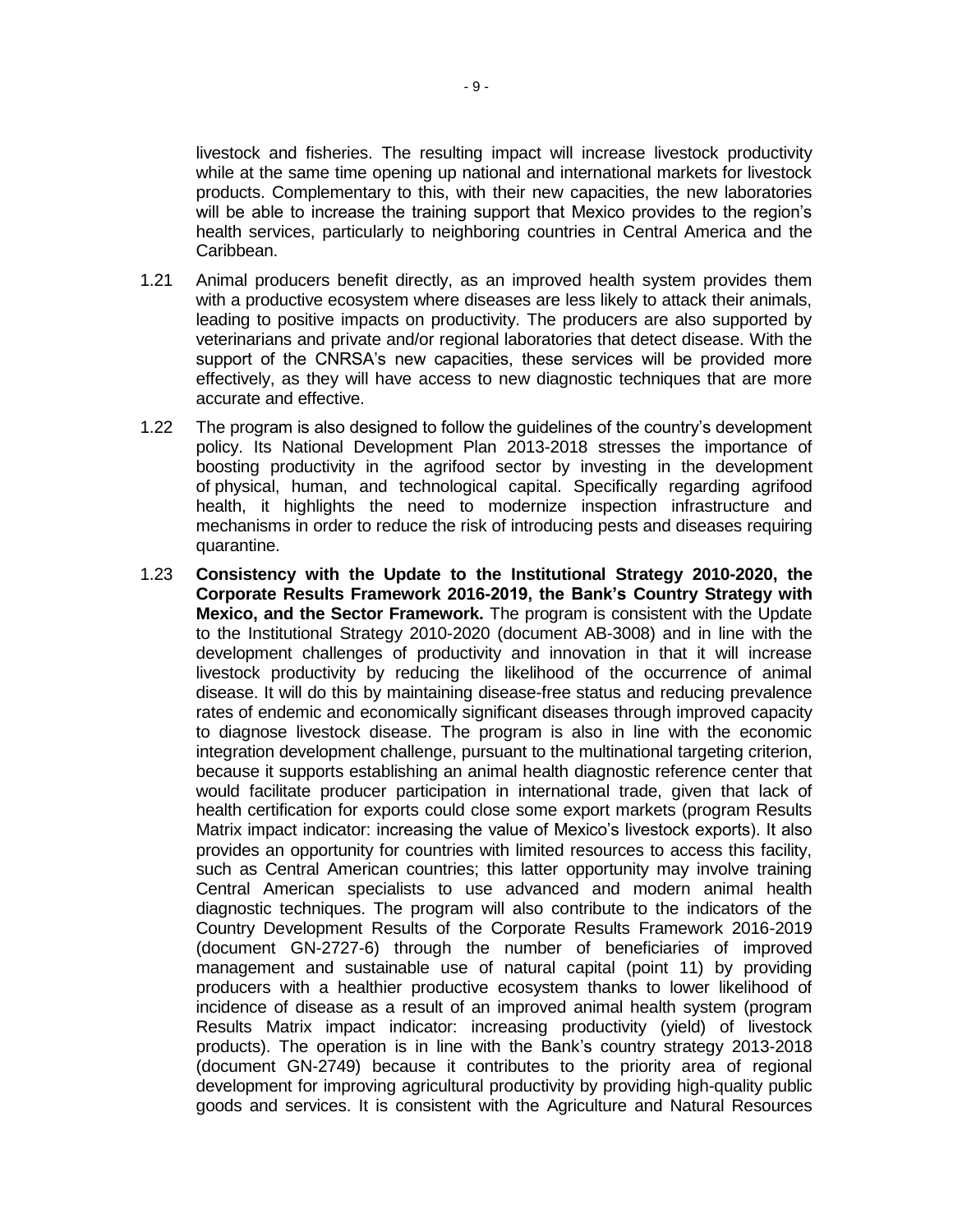livestock and fisheries. The resulting impact will increase livestock productivity while at the same time opening up national and international markets for livestock products. Complementary to this, with their new capacities, the new laboratories will be able to increase the training support that Mexico provides to the region's health services, particularly to neighboring countries in Central America and the Caribbean.

1.21 Animal producers benefit directly, as an improved health system provides them with a productive ecosystem where diseases are less likely to attack their animals, leading to positive impacts on productivity. The producers are also supported by veterinarians and private and/or regional laboratories that detect disease. With the support of the CNRSA's new capacities, these services will be provided more effectively, as they will have access to new diagnostic techniques that are more accurate and effective.

1.22 The program is also designed to follow the guidelines of the country's development policy. Its National Development Plan 2013-2018 stresses the importance of boosting productivity in the agrifood sector by investing in the development of physical, human, and technological capital. Specifically regarding agrifood health, it highlights the need to modernize inspection infrastructure and mechanisms in order to reduce the risk of introducing pests and diseases requiring quarantine.

1.23 **Consistency with the Update to the Institutional Strategy 2010-2020, the Corporate Results Framework 2016-2019, the Bank's Country Strategy with Mexico, and the Sector Framework.** The program is consistent with the Update to the Institutional Strategy 2010-2020 (document AB-3008) and in line with the development challenges of productivity and innovation in that it will increase livestock productivity by reducing the likelihood of the occurrence of animal disease. It will do this by maintaining disease-free status and reducing prevalence rates of endemic and economically significant diseases through improved capacity to diagnose livestock disease. The program is also in line with the economic integration development challenge, pursuant to the multinational targeting criterion, because it supports establishing an animal health diagnostic reference center that would facilitate producer participation in international trade, given that lack of health certification for exports could close some export markets (program Results Matrix impact indicator: increasing the value of Mexico's livestock exports). It also provides an opportunity for countries with limited resources to access this facility, such as Central American countries; this latter opportunity may involve training Central American specialists to use advanced and modern animal health diagnostic techniques. The program will also contribute to the indicators of the Country Development Results of the Corporate Results Framework 2016-2019 (document GN-2727-6) through the number of beneficiaries of improved management and sustainable use of natural capital (point 11) by providing producers with a healthier productive ecosystem thanks to lower likelihood of incidence of disease as a result of an improved animal health system (program Results Matrix impact indicator: increasing productivity (yield) of livestock products). The operation is in line with the Bank's country strategy 2013-2018 (document GN-2749) because it contributes to the priority area of regional development for improving agricultural productivity by providing high-quality public goods and services. It is consistent with the Agriculture and Natural Resources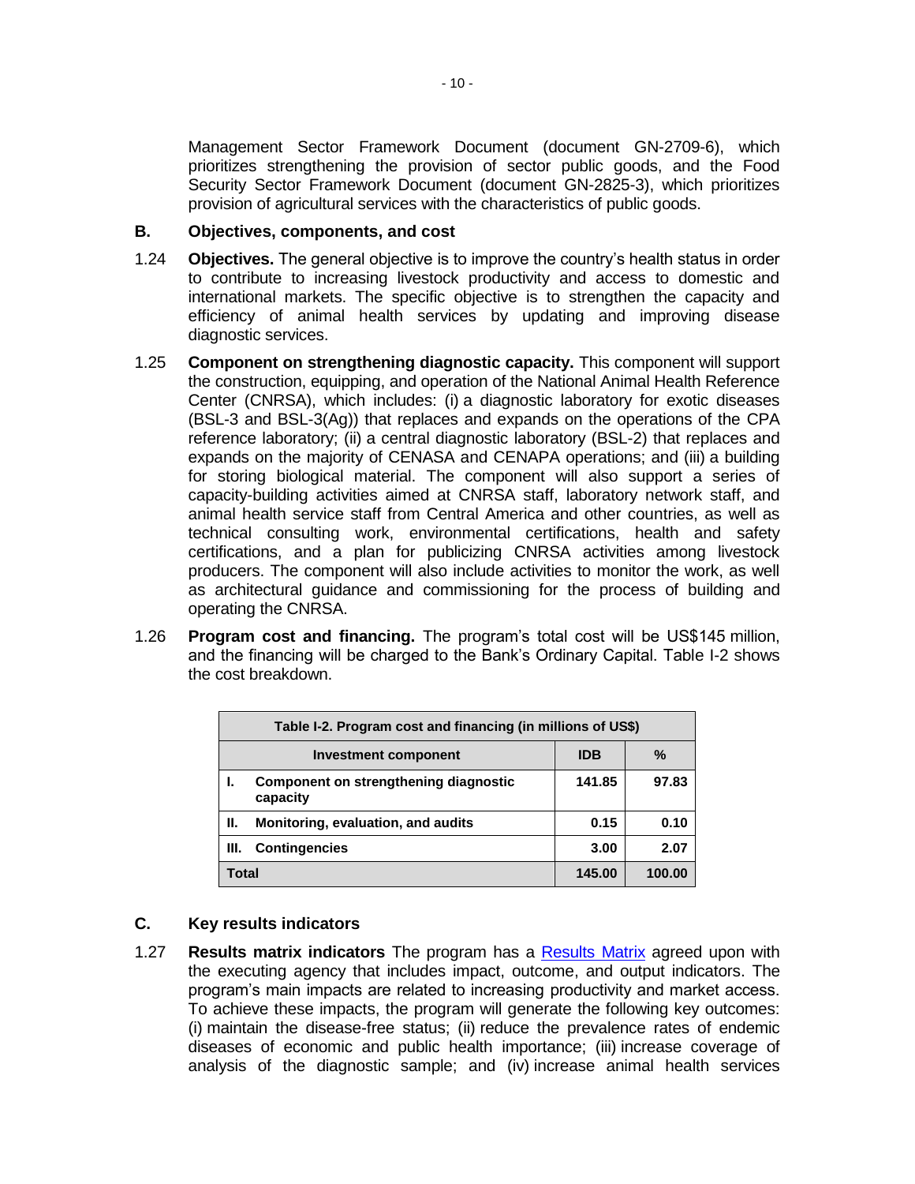Management Sector Framework Document (document GN-2709-6), which prioritizes strengthening the provision of sector public goods, and the Food Security Sector Framework Document (document GN-2825-3), which prioritizes provision of agricultural services with the characteristics of public goods.

## B. Objectives, components, and cost

1.24 **Objectives.** The general objective is to improve the country's health status in order to contribute to increasing livestock productivity and access to domestic and international markets. The specific objective is to strengthen the capacity and efficiency of animal health services by updating and improving disease diagnostic services.

1.25 **Component on strengthening diagnostic capacity.** This component will support the construction, equipping, and operation of the National Animal Health Reference Center (CNRSA), which includes: (i) a diagnostic laboratory for exotic diseases (BSL-3 and BSL-3(Ag)) that replaces and expands on the operations of the CPA reference laboratory; (ii) a central diagnostic laboratory (BSL-2) that replaces and expands on the majority of CENASA and CENAPA operations; and (iii) a building for storing biological material. The component will also support a series of capacity-building activities aimed at CNRSA staff, laboratory network staff, and animal health service staff from Central America and other countries, as well as technical consulting work, environmental certifications, health and safety certifications, and a plan for publicizing CNRSA activities among livestock producers. The component will also include activities to monitor the work, as well as architectural guidance and commissioning for the process of building and operating the CNRSA.

1.26 **Program cost and financing.** The program's total cost will be US$145 million, and the financing will be charged to the Bank's Ordinary Capital. Table I-2 shows the cost breakdown.

**Table I-2. Program cost and financing (in millions of US$)**

| Investment component | IDB | % |
|---|---|---|
| **I. Component on strengthening diagnostic capacity** | **141.85** | **97.83** |
| **II. Monitoring, evaluation, and audits** | **0.15** | **0.10** |
| **III. Contingencies** | **3.00** | **2.07** |
| **Total** | **145.00** | **100.00** |

## C. Key results indicators

1.27 **Results matrix indicators** The program has a [Results Matrix] agreed upon with the executing agency that includes impact, outcome, and output indicators. The program's main impacts are related to increasing productivity and market access. To achieve these impacts, the program will generate the following key outcomes: (i) maintain the disease-free status; (ii) reduce the prevalence rates of endemic diseases of economic and public health importance; (iii) increase coverage of analysis of the diagnostic sample; and (iv) increase animal health services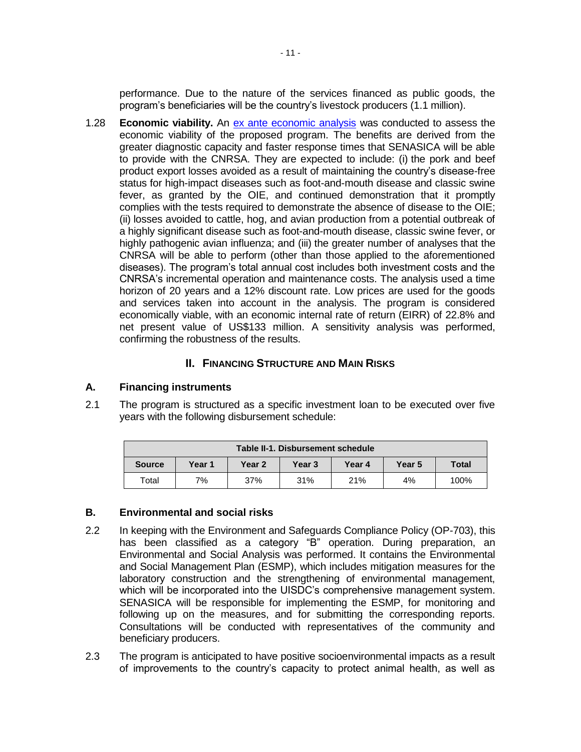performance. Due to the nature of the services financed as public goods, the program's beneficiaries will be the country's livestock producers (1.1 million).

1.28 **Economic viability.** An [ex ante economic analysis]() was conducted to assess the economic viability of the proposed program. The benefits are derived from the greater diagnostic capacity and faster response times that SENASICA will be able to provide with the CNRSA. They are expected to include: (i) the pork and beef product export losses avoided as a result of maintaining the country's disease-free status for high-impact diseases such as foot-and-mouth disease and classic swine fever, as granted by the OIE, and continued demonstration that it promptly complies with the tests required to demonstrate the absence of disease to the OIE; (ii) losses avoided to cattle, hog, and avian production from a potential outbreak of a highly significant disease such as foot-and-mouth disease, classic swine fever, or highly pathogenic avian influenza; and (iii) the greater number of analyses that the CNRSA will be able to perform (other than those applied to the aforementioned diseases). The program's total annual cost includes both investment costs and the CNRSA's incremental operation and maintenance costs. The analysis used a time horizon of 20 years and a 12% discount rate. Low prices are used for the goods and services taken into account in the analysis. The program is considered economically viable, with an economic internal rate of return (EIRR) of 22.8% and net present value of US$133 million. A sensitivity analysis was performed, confirming the robustness of the results.

## II. Financing Structure and Main Risks

### A. Financing instruments

2.1 The program is structured as a specific investment loan to be executed over five years with the following disbursement schedule:

| Table II-1. Disbursement schedule | | | | | | |
|---|---|---|---|---|---|---|
| **Source** | **Year 1** | **Year 2** | **Year 3** | **Year 4** | **Year 5** | **Total** |
| Total | 7% | 37% | 31% | 21% | 4% | 100% |

### B. Environmental and social risks

2.2 In keeping with the Environment and Safeguards Compliance Policy (OP-703), this has been classified as a category "B" operation. During preparation, an Environmental and Social Analysis was performed. It contains the Environmental and Social Management Plan (ESMP), which includes mitigation measures for the laboratory construction and the strengthening of environmental management, which will be incorporated into the UISDC's comprehensive management system. SENASICA will be responsible for implementing the ESMP, for monitoring and following up on the measures, and for submitting the corresponding reports. Consultations will be conducted with representatives of the community and beneficiary producers.

2.3 The program is anticipated to have positive socioenvironmental impacts as a result of improvements to the country's capacity to protect animal health, as well as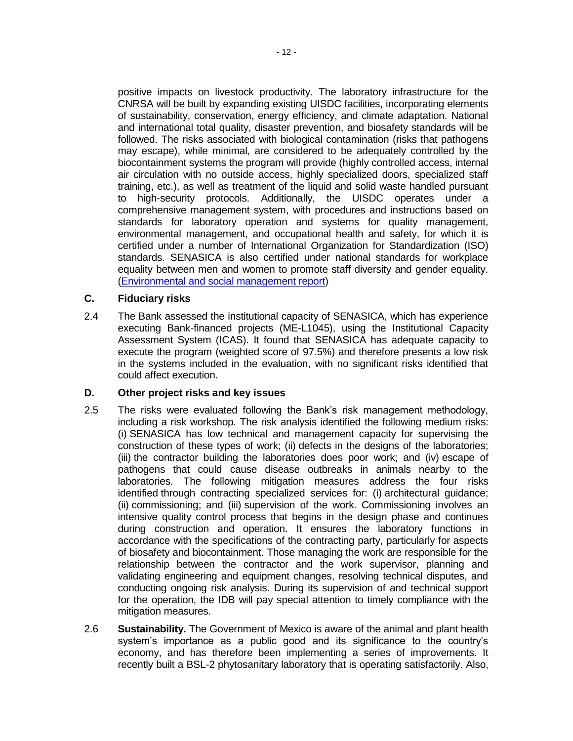positive impacts on livestock productivity. The laboratory infrastructure for the CNRSA will be built by expanding existing UISDC facilities, incorporating elements of sustainability, conservation, energy efficiency, and climate adaptation. National and international total quality, disaster prevention, and biosafety standards will be followed. The risks associated with biological contamination (risks that pathogens may escape), while minimal, are considered to be adequately controlled by the biocontainment systems the program will provide (highly controlled access, internal air circulation with no outside access, highly specialized doors, specialized staff training, etc.), as well as treatment of the liquid and solid waste handled pursuant to high-security protocols. Additionally, the UISDC operates under a comprehensive management system, with procedures and instructions based on standards for laboratory operation and systems for quality management, environmental management, and occupational health and safety, for which it is certified under a number of International Organization for Standardization (ISO) standards. SENASICA is also certified under national standards for workplace equality between men and women to promote staff diversity and gender equality. (Environmental and social management report)

## C. Fiduciary risks

2.4 The Bank assessed the institutional capacity of SENASICA, which has experience executing Bank-financed projects (ME-L1045), using the Institutional Capacity Assessment System (ICAS). It found that SENASICA has adequate capacity to execute the program (weighted score of 97.5%) and therefore presents a low risk in the systems included in the evaluation, with no significant risks identified that could affect execution.

## D. Other project risks and key issues

2.5 The risks were evaluated following the Bank's risk management methodology, including a risk workshop. The risk analysis identified the following medium risks: (i) SENASICA has low technical and management capacity for supervising the construction of these types of work; (ii) defects in the designs of the laboratories; (iii) the contractor building the laboratories does poor work; and (iv) escape of pathogens that could cause disease outbreaks in animals nearby to the laboratories. The following mitigation measures address the four risks identified through contracting specialized services for: (i) architectural guidance; (ii) commissioning; and (iii) supervision of the work. Commissioning involves an intensive quality control process that begins in the design phase and continues during construction and operation. It ensures the laboratory functions in accordance with the specifications of the contracting party, particularly for aspects of biosafety and biocontainment. Those managing the work are responsible for the relationship between the contractor and the work supervisor, planning and validating engineering and equipment changes, resolving technical disputes, and conducting ongoing risk analysis. During its supervision of and technical support for the operation, the IDB will pay special attention to timely compliance with the mitigation measures.

2.6 **Sustainability.** The Government of Mexico is aware of the animal and plant health system's importance as a public good and its significance to the country's economy, and has therefore been implementing a series of improvements. It recently built a BSL-2 phytosanitary laboratory that is operating satisfactorily. Also,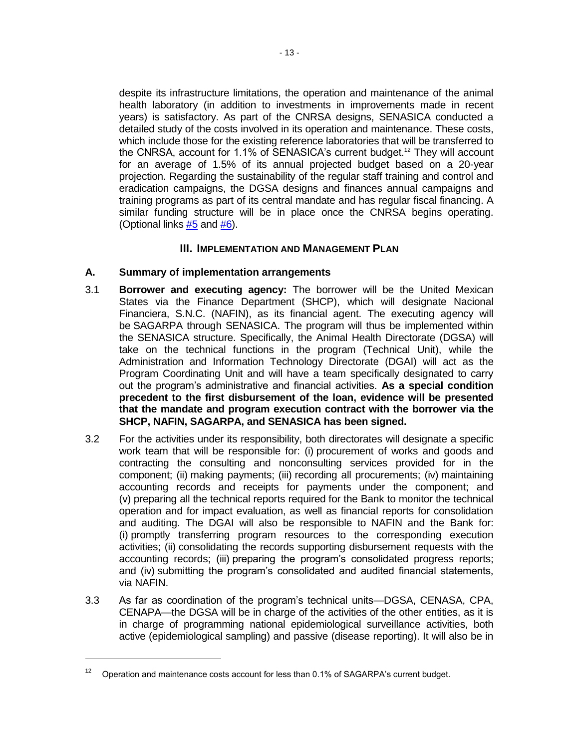despite its infrastructure limitations, the operation and maintenance of the animal health laboratory (in addition to investments in improvements made in recent years) is satisfactory. As part of the CNRSA designs, SENASICA conducted a detailed study of the costs involved in its operation and maintenance. These costs, which include those for the existing reference laboratories that will be transferred to the CNRSA, account for 1.1% of SENASICA's current budget.[12] They will account for an average of 1.5% of its annual projected budget based on a 20-year projection. Regarding the sustainability of the regular staff training and control and eradication campaigns, the DGSA designs and finances annual campaigns and training programs as part of its central mandate and has regular fiscal financing. A similar funding structure will be in place once the CNRSA begins operating. (Optional links #5 and #6).

## III. Implementation and Management Plan

### A. Summary of implementation arrangements

3.1 **Borrower and executing agency:** The borrower will be the United Mexican States via the Finance Department (SHCP), which will designate Nacional Financiera, S.N.C. (NAFIN), as its financial agent. The executing agency will be SAGARPA through SENASICA. The program will thus be implemented within the SENASICA structure. Specifically, the Animal Health Directorate (DGSA) will take on the technical functions in the program (Technical Unit), while the Administration and Information Technology Directorate (DGAI) will act as the Program Coordinating Unit and will have a team specifically designated to carry out the program's administrative and financial activities. **As a special condition precedent to the first disbursement of the loan, evidence will be presented that the mandate and program execution contract with the borrower via the SHCP, NAFIN, SAGARPA, and SENASICA has been signed.**

3.2 For the activities under its responsibility, both directorates will designate a specific work team that will be responsible for: (i) procurement of works and goods and contracting the consulting and nonconsulting services provided for in the component; (ii) making payments; (iii) recording all procurements; (iv) maintaining accounting records and receipts for payments under the component; and (v) preparing all the technical reports required for the Bank to monitor the technical operation and for impact evaluation, as well as financial reports for consolidation and auditing. The DGAI will also be responsible to NAFIN and the Bank for: (i) promptly transferring program resources to the corresponding execution activities; (ii) consolidating the records supporting disbursement requests with the accounting records; (iii) preparing the program's consolidated progress reports; and (iv) submitting the program's consolidated and audited financial statements, via NAFIN.

3.3 As far as coordination of the program's technical units—DGSA, CENASA, CPA, CENAPA—the DGSA will be in charge of the activities of the other entities, as it is in charge of programming national epidemiological surveillance activities, both active (epidemiological sampling) and passive (disease reporting). It will also be in

---

[12] Operation and maintenance costs account for less than 0.1% of SAGARPA's current budget.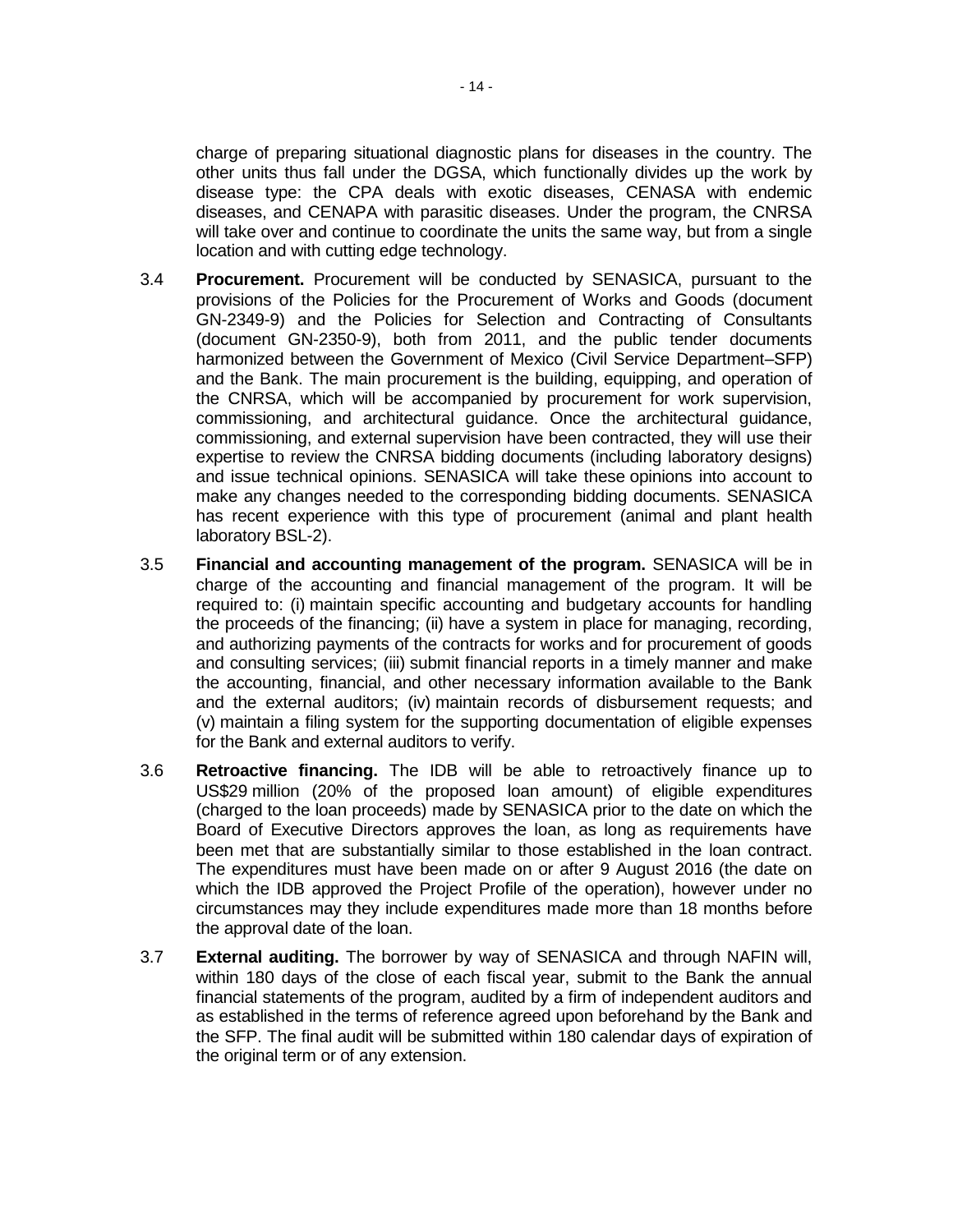charge of preparing situational diagnostic plans for diseases in the country. The other units thus fall under the DGSA, which functionally divides up the work by disease type: the CPA deals with exotic diseases, CENASA with endemic diseases, and CENAPA with parasitic diseases. Under the program, the CNRSA will take over and continue to coordinate the units the same way, but from a single location and with cutting edge technology.

3.4 **Procurement.** Procurement will be conducted by SENASICA, pursuant to the provisions of the Policies for the Procurement of Works and Goods (document GN-2349-9) and the Policies for Selection and Contracting of Consultants (document GN-2350-9), both from 2011, and the public tender documents harmonized between the Government of Mexico (Civil Service Department–SFP) and the Bank. The main procurement is the building, equipping, and operation of the CNRSA, which will be accompanied by procurement for work supervision, commissioning, and architectural guidance. Once the architectural guidance, commissioning, and external supervision have been contracted, they will use their expertise to review the CNRSA bidding documents (including laboratory designs) and issue technical opinions. SENASICA will take these opinions into account to make any changes needed to the corresponding bidding documents. SENASICA has recent experience with this type of procurement (animal and plant health laboratory BSL-2).

3.5 **Financial and accounting management of the program.** SENASICA will be in charge of the accounting and financial management of the program. It will be required to: (i) maintain specific accounting and budgetary accounts for handling the proceeds of the financing; (ii) have a system in place for managing, recording, and authorizing payments of the contracts for works and for procurement of goods and consulting services; (iii) submit financial reports in a timely manner and make the accounting, financial, and other necessary information available to the Bank and the external auditors; (iv) maintain records of disbursement requests; and (v) maintain a filing system for the supporting documentation of eligible expenses for the Bank and external auditors to verify.

3.6 **Retroactive financing.** The IDB will be able to retroactively finance up to US$29 million (20% of the proposed loan amount) of eligible expenditures (charged to the loan proceeds) made by SENASICA prior to the date on which the Board of Executive Directors approves the loan, as long as requirements have been met that are substantially similar to those established in the loan contract. The expenditures must have been made on or after 9 August 2016 (the date on which the IDB approved the Project Profile of the operation), however under no circumstances may they include expenditures made more than 18 months before the approval date of the loan.

3.7 **External auditing.** The borrower by way of SENASICA and through NAFIN will, within 180 days of the close of each fiscal year, submit to the Bank the annual financial statements of the program, audited by a firm of independent auditors and as established in the terms of reference agreed upon beforehand by the Bank and the SFP. The final audit will be submitted within 180 calendar days of expiration of the original term or of any extension.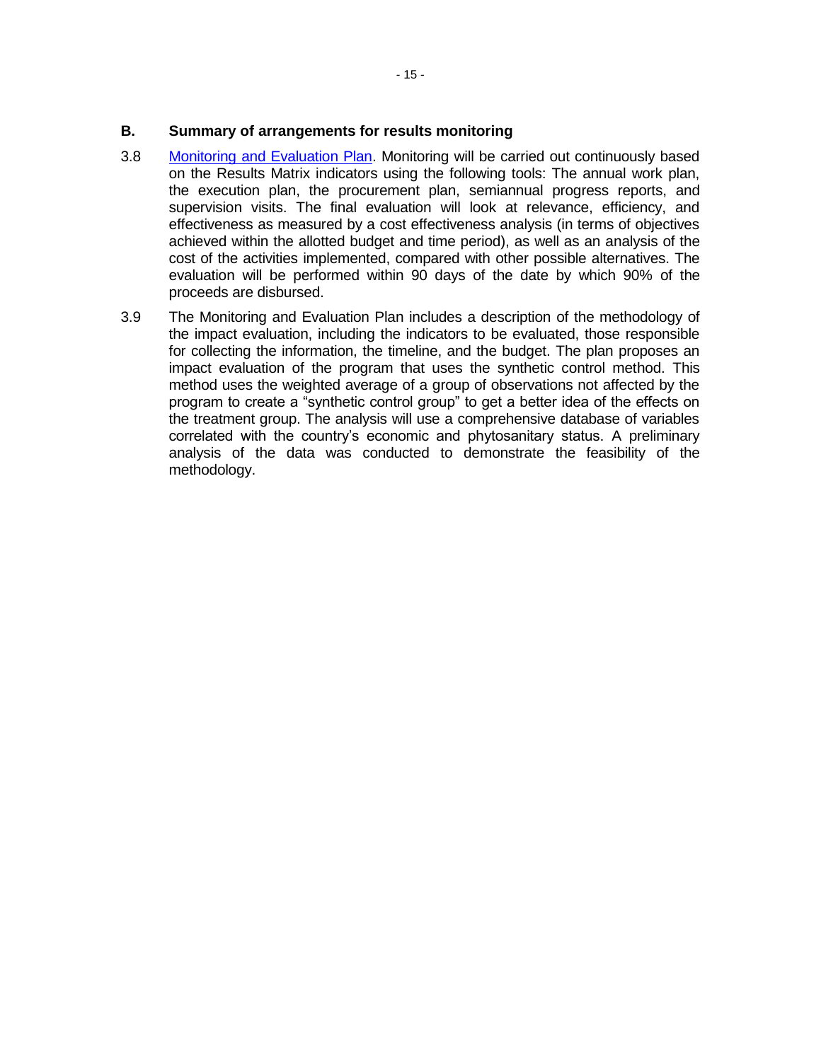## B. Summary of arrangements for results monitoring

3.8 [Monitoring and Evaluation Plan](). Monitoring will be carried out continuously based on the Results Matrix indicators using the following tools: The annual work plan, the execution plan, the procurement plan, semiannual progress reports, and supervision visits. The final evaluation will look at relevance, efficiency, and effectiveness as measured by a cost effectiveness analysis (in terms of objectives achieved within the allotted budget and time period), as well as an analysis of the cost of the activities implemented, compared with other possible alternatives. The evaluation will be performed within 90 days of the date by which 90% of the proceeds are disbursed.

3.9 The Monitoring and Evaluation Plan includes a description of the methodology of the impact evaluation, including the indicators to be evaluated, those responsible for collecting the information, the timeline, and the budget. The plan proposes an impact evaluation of the program that uses the synthetic control method. This method uses the weighted average of a group of observations not affected by the program to create a "synthetic control group" to get a better idea of the effects on the treatment group. The analysis will use a comprehensive database of variables correlated with the country's economic and phytosanitary status. A preliminary analysis of the data was conducted to demonstrate the feasibility of the methodology.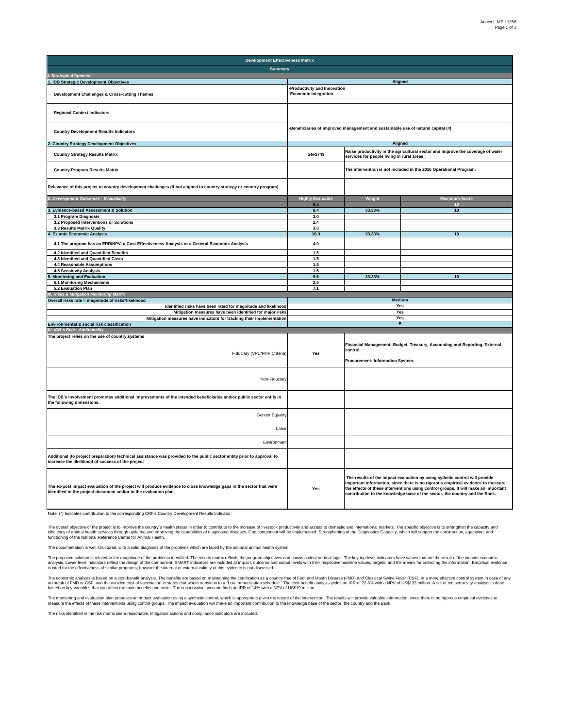| Development Effectiveness Matrix | | | |
|---|---|---|---|
| Summary | | | |
| *I. Strategic Alignment* | | | |
| 1. IDB Strategic Development Objectives | Aligned | | |
| Development Challenges & Cross-cutting Themes | -Productivity and Innovation<br>-Economic Integration | | |
| Regional Context Indicators | | | |
| Country Development Results Indicators | -Beneficiaries of improved management and sustainable use of natural capital (#) | | |
| 2. Country Strategy Development Objectives | Aligned | | |
| Country Strategy Results Matrix | GN-2749 | Raise productivity in the agricultural sector and improve the coverage of water services for people living in rural areas . | |
| Country Program Results Matrix | | The intervention is not included in the 2016 Operational Program. | |
| Relevance of this project to country development challenges (If not aligned to country strategy or country program) | | | |
| *II. Development Outcomes - Evaluability* | Highly Evaluable | Weight | Maximum Score |
| | 9.3 | | 10 |
| 3. Evidence-based Assessment & Solution | 8.4 | 33.33% | 10 |
| 3.1 Program Diagnosis | 3.0 | | |
| 3.2 Proposed Interventions or Solutions | 2.4 | | |
| 3.3 Results Matrix Quality | 3.0 | | |
| 4. Ex ante Economic Analysis | 10.0 | 33.33% | 10 |
| 4.1 The program has an ERR/NPV, a Cost-Effectiveness Analysis or a General Economic Analysis | 4.0 | | |
| 4.2 Identified and Quantified Benefits | 1.5 | | |
| 4.3 Identified and Quantified Costs | 1.5 | | |
| 4.4 Reasonable Assumptions | 1.5 | | |
| 4.5 Sensitivity Analysis | 1.5 | | |
| 5. Monitoring and Evaluation | 9.6 | 33.33% | 10 |
| 5.1 Monitoring Mechanisms | 2.5 | | |
| 5.2 Evaluation Plan | 7.1 | | |
| *III. Risks & Mitigation Monitoring Matrix* | | | |
| Overall risks rate = magnitude of risks*likelihood | Medium | | |
| Identified risks have been rated for magnitude and likelihood | Yes | | |
| Mitigation measures have been identified for major risks | Yes | | |
| Mitigation measures have indicators for tracking their implementation | Yes | | |
| Environmental & social risk classification | B | | |
| *IV. IDB´s Role - Additionality* | | | |
| The project relies on the use of country systems | | | |
| Fiduciary (VPC/FMP Criteria) | Yes | Financial Management: Budget, Treasury, Accounting and Reporting, External control.<br><br>Procurement: Information System. | |
| Non-Fiduciary | | | |
| The IDB's involvement promotes additional improvements of the intended beneficiaries and/or public sector entity in the following dimensions: | | | |
| Gender Equality | | | |
| Labor | | | |
| Environment | | | |
| Additional (to project preparation) technical assistance was provided to the public sector entity prior to approval to increase the likelihood of success of the project | | | |
| The ex-post impact evaluation of the project will produce evidence to close knowledge gaps in the sector that were identified in the project document and/or in the evaluation plan | Yes | The results of the impact evaluation by using sythetic control will provide important information, since there is no rigorous empirical evidence to measure the effects of these interventions using control groups. It will make an important contribution to the knowledge base of the sector, the country and the Bank. | |

Note: (*) Indicates contribution to the corresponding CRF's Country Development Results Indicator.

The overall objective of the project is to improve the country´s health status in order to contribute to the increase of livestock productivity and access to domestic and international markets. The specific objective is to strengthen the capacity and efficiency of animal health services through updating and improving the capabilities of diagnosing diseases. One component will be implemented: Strengthening of the Diagnostics Capacity, which will support the construction, equipping, and functioning of the National Reference Center for Animal Health.

The documentation is well structured, with a solid diagnosis of the problems which are faced by the national animal health system.

The proposed solution is related to the magnitude of the problems identified. The results matrix reflects the program objectives and shows a clear vertical logic. The key top-level indicators have values that are the result of the ex-ante economic analysis. Lower level indicators reflect the design of the component. SMART indicators are included at impact, outcome and output levels with their respective baseline values, targets, and the means for collecting the information. Empirical evidence is cited for the effectiveness of similar programs; however the internal or external validity of this evidence is not discussed.

The economic analysis is based on a cost-benefit analysis. The benefits are based on maintaining the certification as a country free of Foot and Mouth Disease (FMD) and Classical Swine Fever (CSF), in a more effective control system in case of any outbreak of FMD or CSF, and the avoided cost of vaccination in states that would transition to a "Low immunization schedule." The cost-benefit analysis yields an IRR of 22.8% with a NPV of US$133 million. A set of ten sensitivity analysis is done based on key variables that can affect the main benefits and costs. The conservative scenario finds an IRR of 14% with a NPV of US$19 million.

The monitoring and evaluation plan proposes an impact evaluation using a synthetic control, which is appropriate given the nature of the intervention. The results will provide valuable information, since there is no rigorous empirical evidence to measure the effects of these interventions using control groups. The impact evaluation will make an important contribution to the knowledge base of the sector, the country and the Bank.

The risks identified in the risk matrix seem reasonable. Mitigation actions and compliance indicators are included.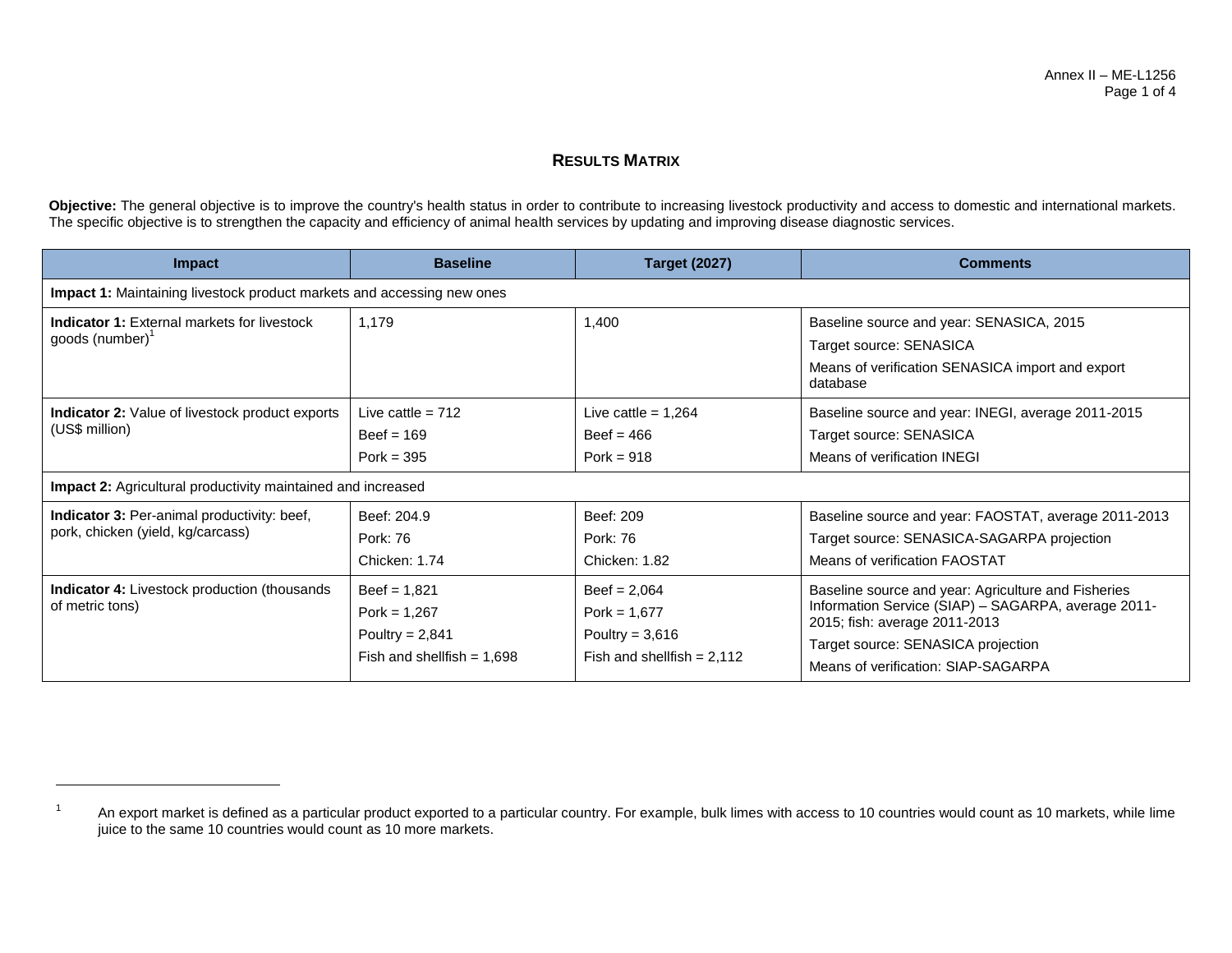## RESULTS MATRIX

**Objective:** The general objective is to improve the country's health status in order to contribute to increasing livestock productivity and access to domestic and international markets. The specific objective is to strengthen the capacity and efficiency of animal health services by updating and improving disease diagnostic services.

| Impact | Baseline | Target (2027) | Comments |
|---|---|---|---|
| **Impact 1:** Maintaining livestock product markets and accessing new ones | | | |
| **Indicator 1:** External markets for livestock goods (number)[1] | 1,179 | 1,400 | Baseline source and year: SENASICA, 2015<br>Target source: SENASICA<br>Means of verification SENASICA import and export database |
| **Indicator 2:** Value of livestock product exports (US$ million) | Live cattle = 712<br>Beef = 169<br>Pork = 395 | Live cattle = 1,264<br>Beef = 466<br>Pork = 918 | Baseline source and year: INEGI, average 2011-2015<br>Target source: SENASICA<br>Means of verification INEGI |
| **Impact 2:** Agricultural productivity maintained and increased | | | |
| **Indicator 3:** Per-animal productivity: beef, pork, chicken (yield, kg/carcass) | Beef: 204.9<br>Pork: 76<br>Chicken: 1.74 | Beef: 209<br>Pork: 76<br>Chicken: 1.82 | Baseline source and year: FAOSTAT, average 2011-2013<br>Target source: SENASICA-SAGARPA projection<br>Means of verification FAOSTAT |
| **Indicator 4:** Livestock production (thousands of metric tons) | Beef = 1,821<br>Pork = 1,267<br>Poultry = 2,841<br>Fish and shellfish = 1,698 | Beef = 2,064<br>Pork = 1,677<br>Poultry = 3,616<br>Fish and shellfish = 2,112 | Baseline source and year: Agriculture and Fisheries Information Service (SIAP) – SAGARPA, average 2011-2015; fish: average 2011-2013<br>Target source: SENASICA projection<br>Means of verification: SIAP-SAGARPA |

[1] An export market is defined as a particular product exported to a particular country. For example, bulk limes with access to 10 countries would count as 10 markets, while lime juice to the same 10 countries would count as 10 more markets.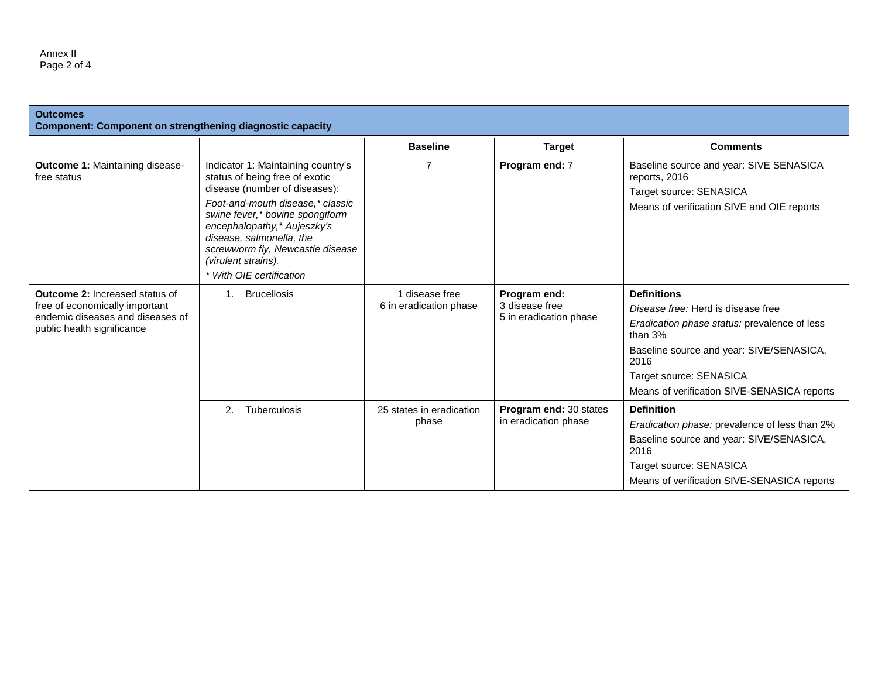**Outcomes**
**Component: Component on strengthening diagnostic capacity**

| | | Baseline | Target | Comments |
|---|---|---|---|---|
| **Outcome 1:** Maintaining disease-free status | Indicator 1: Maintaining country's status of being free of exotic disease (number of diseases):<br>*Foot-and-mouth disease,* classic swine fever,* bovine spongiform encephalopathy,* Aujeszky's disease, salmonella, the screwworm fly, Newcastle disease (virulent strains).*<br>*\* With OIE certification* | 7 | **Program end:** 7 | Baseline source and year: SIVE SENASICA reports, 2016<br>Target source: SENASICA<br>Means of verification SIVE and OIE reports |
| **Outcome 2:** Increased status of free of economically important endemic diseases and diseases of public health significance | 1. Brucellosis | 1 disease free<br>6 in eradication phase | **Program end:**<br>3 disease free<br>5 in eradication phase | **Definitions**<br>*Disease free:* Herd is disease free<br>*Eradication phase status:* prevalence of less than 3%<br>Baseline source and year: SIVE/SENASICA, 2016<br>Target source: SENASICA<br>Means of verification SIVE-SENASICA reports |
| | 2. Tuberculosis | 25 states in eradication phase | **Program end:** 30 states in eradication phase | **Definition**<br>*Eradication phase:* prevalence of less than 2%<br>Baseline source and year: SIVE/SENASICA, 2016<br>Target source: SENASICA<br>Means of verification SIVE-SENASICA reports |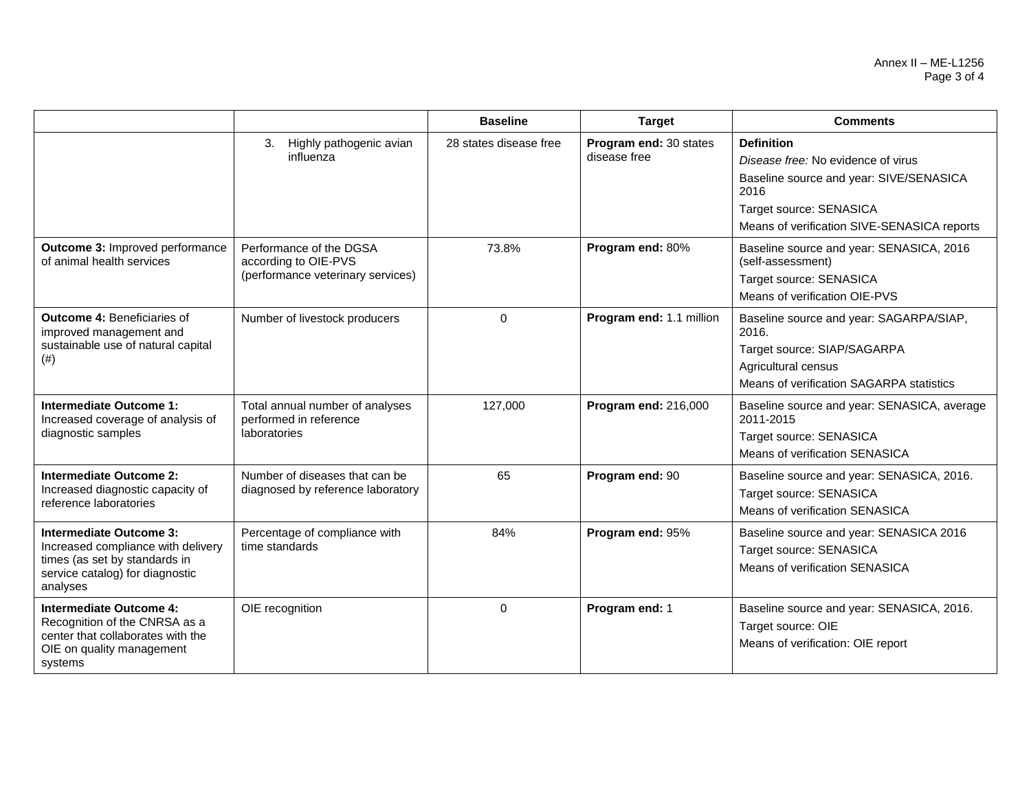| | | Baseline | Target | Comments |
|---|---|---|---|---|
| | 3. Highly pathogenic avian influenza | 28 states disease free | **Program end:** 30 states disease free | **Definition**<br>*Disease free:* No evidence of virus<br>Baseline source and year: SIVE/SENASICA 2016<br>Target source: SENASICA<br>Means of verification SIVE-SENASICA reports |
| **Outcome 3:** Improved performance of animal health services | Performance of the DGSA according to OIE-PVS (performance veterinary services) | 73.8% | **Program end:** 80% | Baseline source and year: SENASICA, 2016 (self-assessment)<br>Target source: SENASICA<br>Means of verification OIE-PVS |
| **Outcome 4:** Beneficiaries of improved management and sustainable use of natural capital (#) | Number of livestock producers | 0 | **Program end:** 1.1 million | Baseline source and year: SAGARPA/SIAP, 2016.<br>Target source: SIAP/SAGARPA<br>Agricultural census<br>Means of verification SAGARPA statistics |
| **Intermediate Outcome 1:** Increased coverage of analysis of diagnostic samples | Total annual number of analyses performed in reference laboratories | 127,000 | **Program end:** 216,000 | Baseline source and year: SENASICA, average 2011-2015<br>Target source: SENASICA<br>Means of verification SENASICA |
| **Intermediate Outcome 2:** Increased diagnostic capacity of reference laboratories | Number of diseases that can be diagnosed by reference laboratory | 65 | **Program end:** 90 | Baseline source and year: SENASICA, 2016.<br>Target source: SENASICA<br>Means of verification SENASICA |
| **Intermediate Outcome 3:** Increased compliance with delivery times (as set by standards in service catalog) for diagnostic analyses | Percentage of compliance with time standards | 84% | **Program end:** 95% | Baseline source and year: SENASICA 2016<br>Target source: SENASICA<br>Means of verification SENASICA |
| **Intermediate Outcome 4:** Recognition of the CNRSA as a center that collaborates with the OIE on quality management systems | OIE recognition | 0 | **Program end:** 1 | Baseline source and year: SENASICA, 2016.<br>Target source: OIE<br>Means of verification: OIE report |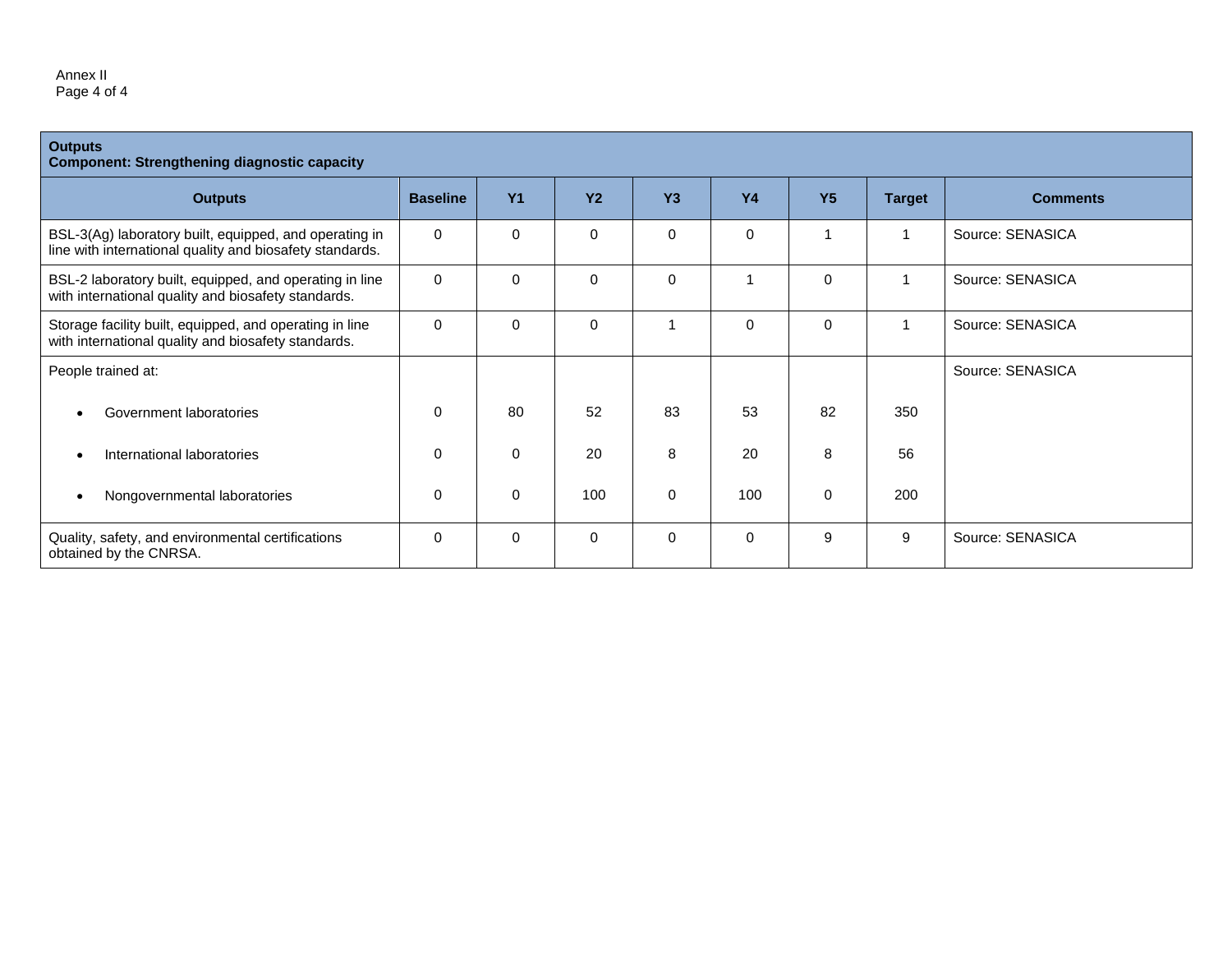| **Outputs**<br>**Component: Strengthening diagnostic capacity** | | | | | | | | |
|---|---|---|---|---|---|---|---|---|
| **Outputs** | **Baseline** | **Y1** | **Y2** | **Y3** | **Y4** | **Y5** | **Target** | **Comments** |
| BSL-3(Ag) laboratory built, equipped, and operating in line with international quality and biosafety standards. | 0 | 0 | 0 | 0 | 0 | 1 | 1 | Source: SENASICA |
| BSL-2 laboratory built, equipped, and operating in line with international quality and biosafety standards. | 0 | 0 | 0 | 0 | 1 | 0 | 1 | Source: SENASICA |
| Storage facility built, equipped, and operating in line with international quality and biosafety standards. | 0 | 0 | 0 | 1 | 0 | 0 | 1 | Source: SENASICA |
| People trained at: | | | | | | | | Source: SENASICA |
| • Government laboratories | 0 | 80 | 52 | 83 | 53 | 82 | 350 | |
| • International laboratories | 0 | 0 | 20 | 8 | 20 | 8 | 56 | |
| • Nongovernmental laboratories | 0 | 0 | 100 | 0 | 100 | 0 | 200 | |
| Quality, safety, and environmental certifications obtained by the CNRSA. | 0 | 0 | 0 | 0 | 0 | 9 | 9 | Source: SENASICA |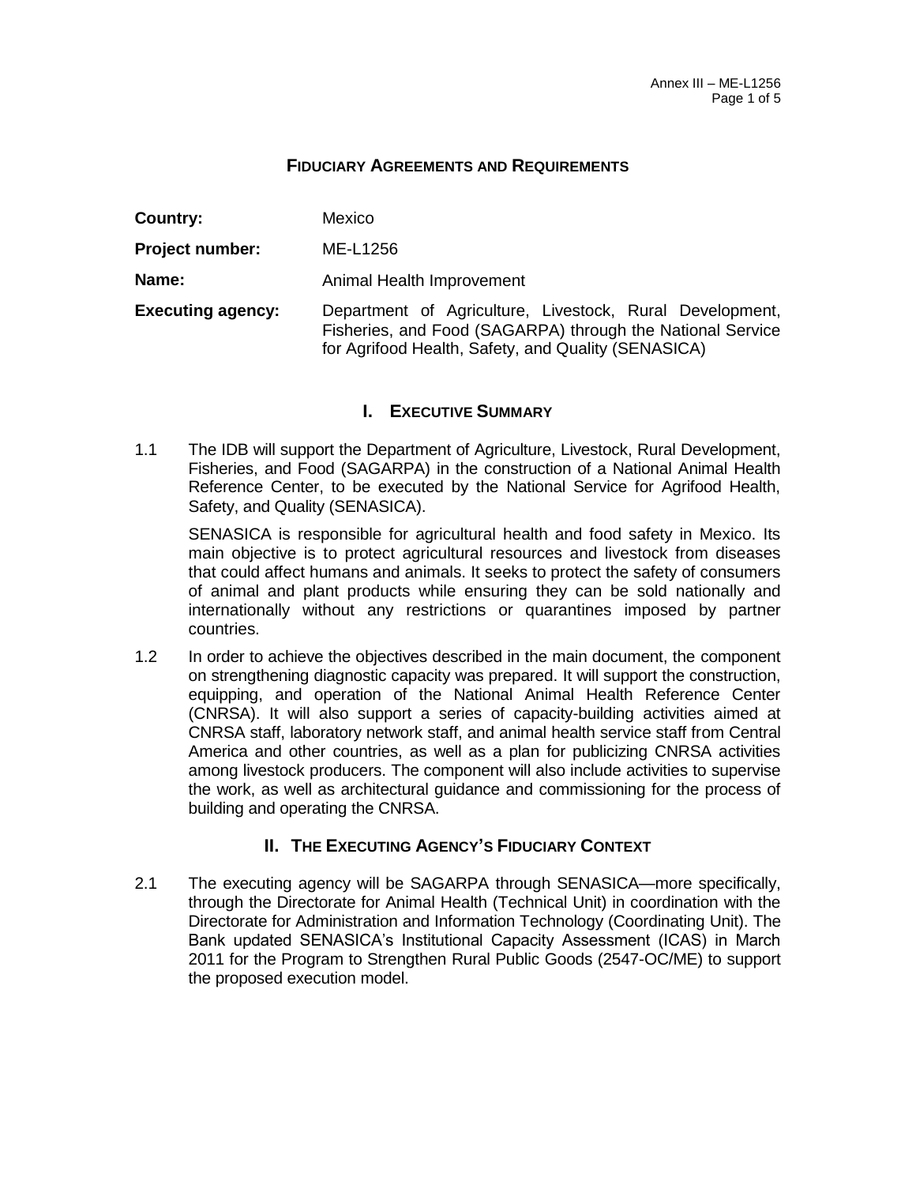## FIDUCIARY AGREEMENTS AND REQUIREMENTS

**Country:** Mexico

**Project number:** ME-L1256

**Name:** Animal Health Improvement

**Executing agency:** Department of Agriculture, Livestock, Rural Development, Fisheries, and Food (SAGARPA) through the National Service for Agrifood Health, Safety, and Quality (SENASICA)

## I. EXECUTIVE SUMMARY

1.1 The IDB will support the Department of Agriculture, Livestock, Rural Development, Fisheries, and Food (SAGARPA) in the construction of a National Animal Health Reference Center, to be executed by the National Service for Agrifood Health, Safety, and Quality (SENASICA).

SENASICA is responsible for agricultural health and food safety in Mexico. Its main objective is to protect agricultural resources and livestock from diseases that could affect humans and animals. It seeks to protect the safety of consumers of animal and plant products while ensuring they can be sold nationally and internationally without any restrictions or quarantines imposed by partner countries.

1.2 In order to achieve the objectives described in the main document, the component on strengthening diagnostic capacity was prepared. It will support the construction, equipping, and operation of the National Animal Health Reference Center (CNRSA). It will also support a series of capacity-building activities aimed at CNRSA staff, laboratory network staff, and animal health service staff from Central America and other countries, as well as a plan for publicizing CNRSA activities among livestock producers. The component will also include activities to supervise the work, as well as architectural guidance and commissioning for the process of building and operating the CNRSA.

## II. THE EXECUTING AGENCY'S FIDUCIARY CONTEXT

2.1 The executing agency will be SAGARPA through SENASICA—more specifically, through the Directorate for Animal Health (Technical Unit) in coordination with the Directorate for Administration and Information Technology (Coordinating Unit). The Bank updated SENASICA's Institutional Capacity Assessment (ICAS) in March 2011 for the Program to Strengthen Rural Public Goods (2547-OC/ME) to support the proposed execution model.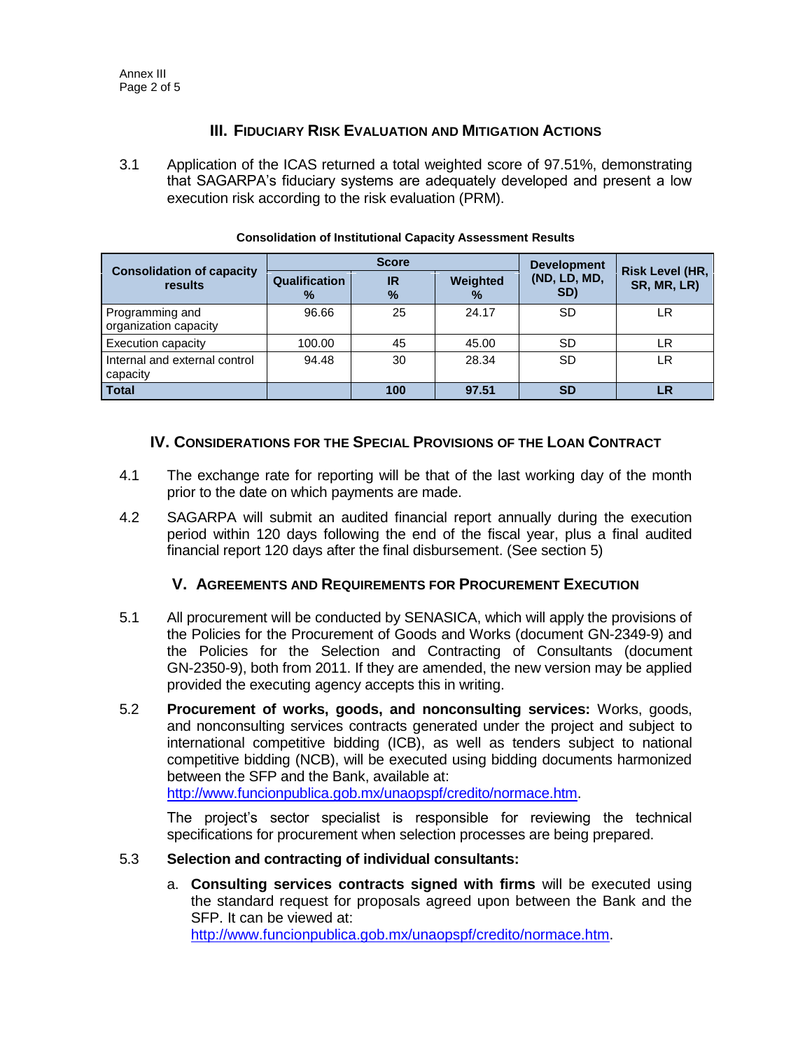## III. Fiduciary Risk Evaluation and Mitigation Actions

3.1 Application of the ICAS returned a total weighted score of 97.51%, demonstrating that SAGARPA's fiduciary systems are adequately developed and present a low execution risk according to the risk evaluation (PRM).

**Consolidation of Institutional Capacity Assessment Results**

| Consolidation of capacity results | Score | | | Development (ND, LD, MD, SD) | Risk Level (HR, SR, MR, LR) |
|---|---|---|---|---|---|
| | Qualification % | IR % | Weighted % | | |
| Programming and organization capacity | 96.66 | 25 | 24.17 | SD | LR |
| Execution capacity | 100.00 | 45 | 45.00 | SD | LR |
| Internal and external control capacity | 94.48 | 30 | 28.34 | SD | LR |
| **Total** | | **100** | **97.51** | **SD** | **LR** |

## IV. Considerations for the Special Provisions of the Loan Contract

4.1 The exchange rate for reporting will be that of the last working day of the month prior to the date on which payments are made.

4.2 SAGARPA will submit an audited financial report annually during the execution period within 120 days following the end of the fiscal year, plus a final audited financial report 120 days after the final disbursement. (See section 5)

## V. Agreements and Requirements for Procurement Execution

5.1 All procurement will be conducted by SENASICA, which will apply the provisions of the Policies for the Procurement of Goods and Works (document GN-2349-9) and the Policies for the Selection and Contracting of Consultants (document GN-2350-9), both from 2011. If they are amended, the new version may be applied provided the executing agency accepts this in writing.

5.2 **Procurement of works, goods, and nonconsulting services:** Works, goods, and nonconsulting services contracts generated under the project and subject to international competitive bidding (ICB), as well as tenders subject to national competitive bidding (NCB), will be executed using bidding documents harmonized between the SFP and the Bank, available at: http://www.funcionpublica.gob.mx/unaopspf/credito/normace.htm.

The project's sector specialist is responsible for reviewing the technical specifications for procurement when selection processes are being prepared.

5.3 **Selection and contracting of individual consultants:**

a. **Consulting services contracts signed with firms** will be executed using the standard request for proposals agreed upon between the Bank and the SFP. It can be viewed at: http://www.funcionpublica.gob.mx/unaopspf/credito/normace.htm.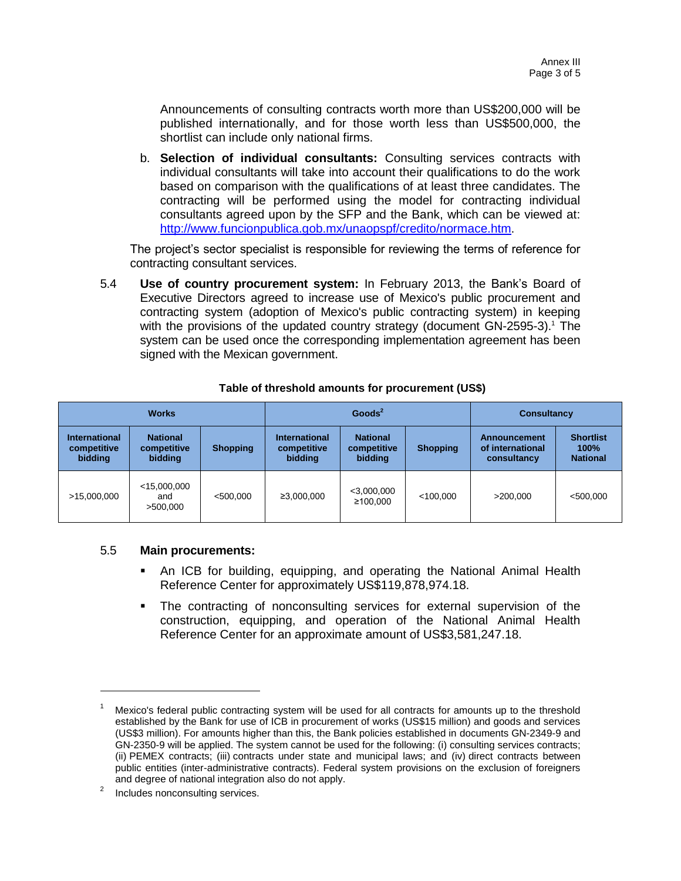Announcements of consulting contracts worth more than US$200,000 will be published internationally, and for those worth less than US$500,000, the shortlist can include only national firms.

b. **Selection of individual consultants:** Consulting services contracts with individual consultants will take into account their qualifications to do the work based on comparison with the qualifications of at least three candidates. The contracting will be performed using the model for contracting individual consultants agreed upon by the SFP and the Bank, which can be viewed at: [http://www.funcionpublica.gob.mx/unaopspf/credito/normace.htm](http://www.funcionpublica.gob.mx/unaopspf/credito/normace.htm).

The project's sector specialist is responsible for reviewing the terms of reference for contracting consultant services.

5.4 **Use of country procurement system:** In February 2013, the Bank's Board of Executive Directors agreed to increase use of Mexico's public procurement and contracting system (adoption of Mexico's public contracting system) in keeping with the provisions of the updated country strategy (document GN-2595-3).[1] The system can be used once the corresponding implementation agreement has been signed with the Mexican government.

**Table of threshold amounts for procurement (US$)**

| Works | | | Goods[2] | | | Consultancy | |
|---|---|---|---|---|---|---|---|
| International competitive bidding | National competitive bidding | Shopping | International competitive bidding | National competitive bidding | Shopping | Announcement of international consultancy | Shortlist 100% National |
| >15,000,000 | <15,000,000 and >500,000 | <500,000 | ≥3,000,000 | <3,000,000 ≥100,000 | <100,000 | >200,000 | <500,000 |

5.5 **Main procurements:**

- An ICB for building, equipping, and operating the National Animal Health Reference Center for approximately US$119,878,974.18.
- The contracting of nonconsulting services for external supervision of the construction, equipping, and operation of the National Animal Health Reference Center for an approximate amount of US$3,581,247.18.

---

[1] Mexico's federal public contracting system will be used for all contracts for amounts up to the threshold established by the Bank for use of ICB in procurement of works (US$15 million) and goods and services (US$3 million). For amounts higher than this, the Bank policies established in documents GN-2349-9 and GN-2350-9 will be applied. The system cannot be used for the following: (i) consulting services contracts; (ii) PEMEX contracts; (iii) contracts under state and municipal laws; and (iv) direct contracts between public entities (inter-administrative contracts). Federal system provisions on the exclusion of foreigners and degree of national integration also do not apply.

[2] Includes nonconsulting services.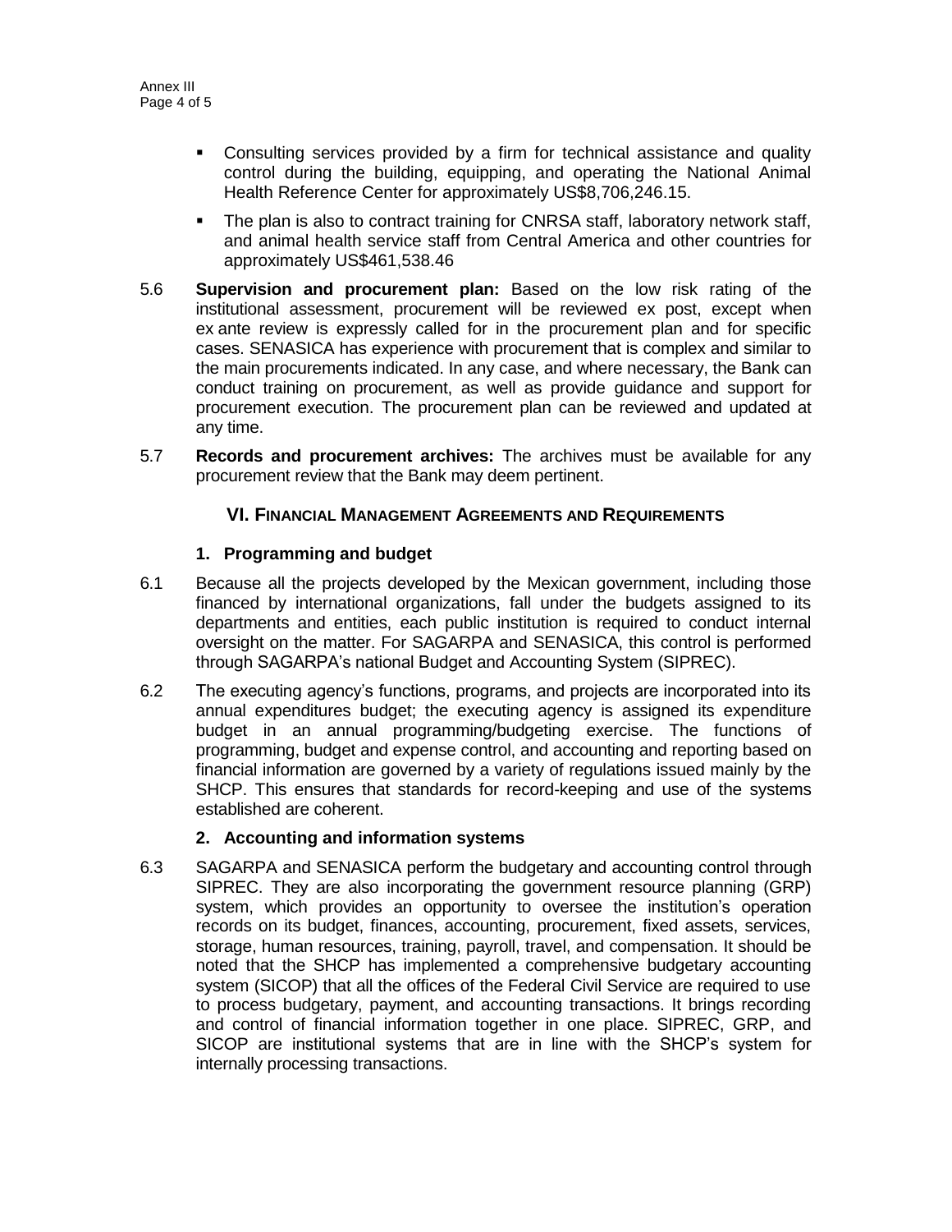- Consulting services provided by a firm for technical assistance and quality control during the building, equipping, and operating the National Animal Health Reference Center for approximately US$8,706,246.15.
- The plan is also to contract training for CNRSA staff, laboratory network staff, and animal health service staff from Central America and other countries for approximately US$461,538.46

5.6 **Supervision and procurement plan:** Based on the low risk rating of the institutional assessment, procurement will be reviewed ex post, except when ex ante review is expressly called for in the procurement plan and for specific cases. SENASICA has experience with procurement that is complex and similar to the main procurements indicated. In any case, and where necessary, the Bank can conduct training on procurement, as well as provide guidance and support for procurement execution. The procurement plan can be reviewed and updated at any time.

5.7 **Records and procurement archives:** The archives must be available for any procurement review that the Bank may deem pertinent.

## VI. Financial Management Agreements and Requirements

### 1. Programming and budget

6.1 Because all the projects developed by the Mexican government, including those financed by international organizations, fall under the budgets assigned to its departments and entities, each public institution is required to conduct internal oversight on the matter. For SAGARPA and SENASICA, this control is performed through SAGARPA's national Budget and Accounting System (SIPREC).

6.2 The executing agency's functions, programs, and projects are incorporated into its annual expenditures budget; the executing agency is assigned its expenditure budget in an annual programming/budgeting exercise. The functions of programming, budget and expense control, and accounting and reporting based on financial information are governed by a variety of regulations issued mainly by the SHCP. This ensures that standards for record-keeping and use of the systems established are coherent.

### 2. Accounting and information systems

6.3 SAGARPA and SENASICA perform the budgetary and accounting control through SIPREC. They are also incorporating the government resource planning (GRP) system, which provides an opportunity to oversee the institution's operation records on its budget, finances, accounting, procurement, fixed assets, services, storage, human resources, training, payroll, travel, and compensation. It should be noted that the SHCP has implemented a comprehensive budgetary accounting system (SICOP) that all the offices of the Federal Civil Service are required to use to process budgetary, payment, and accounting transactions. It brings recording and control of financial information together in one place. SIPREC, GRP, and SICOP are institutional systems that are in line with the SHCP's system for internally processing transactions.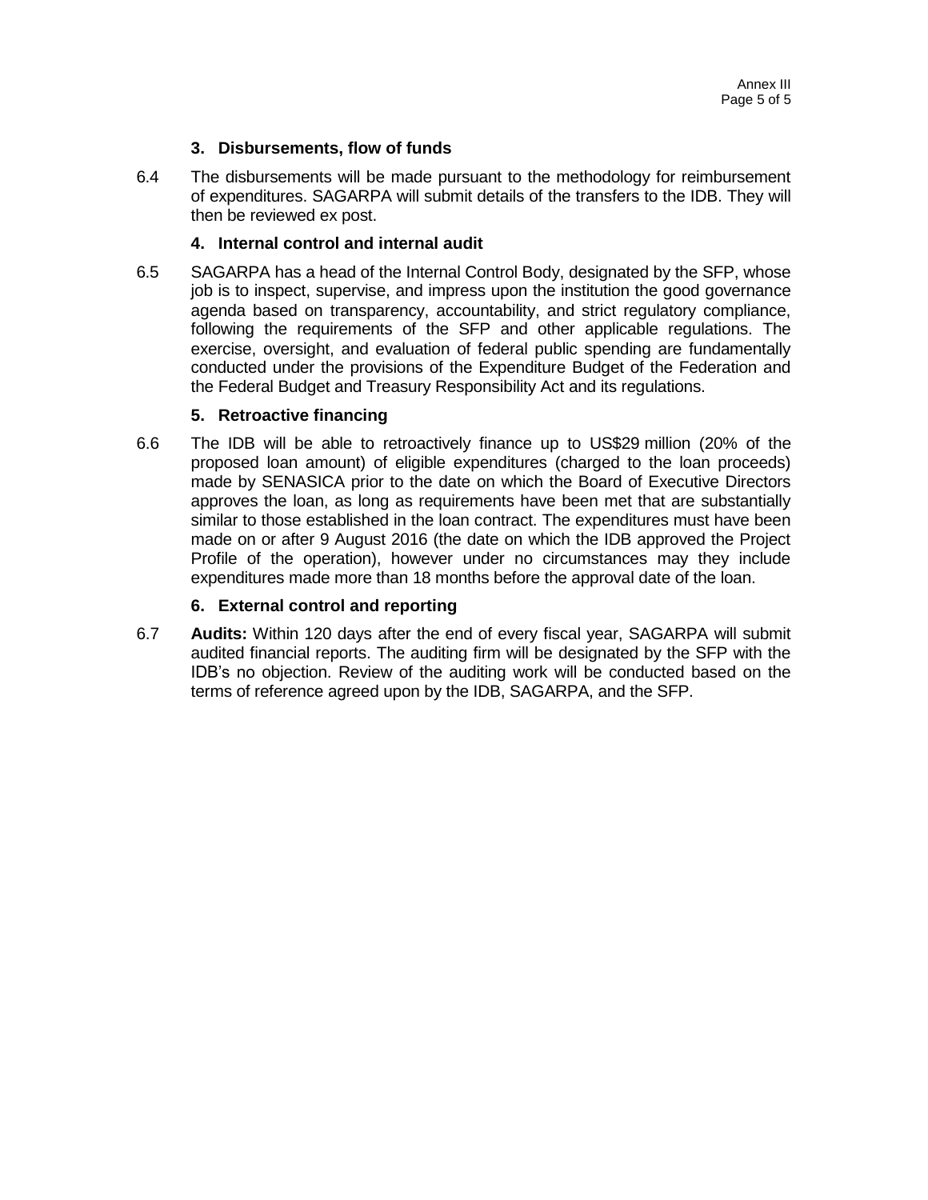### 3. Disbursements, flow of funds

6.4 The disbursements will be made pursuant to the methodology for reimbursement of expenditures. SAGARPA will submit details of the transfers to the IDB. They will then be reviewed ex post.

### 4. Internal control and internal audit

6.5 SAGARPA has a head of the Internal Control Body, designated by the SFP, whose job is to inspect, supervise, and impress upon the institution the good governance agenda based on transparency, accountability, and strict regulatory compliance, following the requirements of the SFP and other applicable regulations. The exercise, oversight, and evaluation of federal public spending are fundamentally conducted under the provisions of the Expenditure Budget of the Federation and the Federal Budget and Treasury Responsibility Act and its regulations.

### 5. Retroactive financing

6.6 The IDB will be able to retroactively finance up to US$29 million (20% of the proposed loan amount) of eligible expenditures (charged to the loan proceeds) made by SENASICA prior to the date on which the Board of Executive Directors approves the loan, as long as requirements have been met that are substantially similar to those established in the loan contract. The expenditures must have been made on or after 9 August 2016 (the date on which the IDB approved the Project Profile of the operation), however under no circumstances may they include expenditures made more than 18 months before the approval date of the loan.

### 6. External control and reporting

6.7 **Audits:** Within 120 days after the end of every fiscal year, SAGARPA will submit audited financial reports. The auditing firm will be designated by the SFP with the IDB's no objection. Review of the auditing work will be conducted based on the terms of reference agreed upon by the IDB, SAGARPA, and the SFP.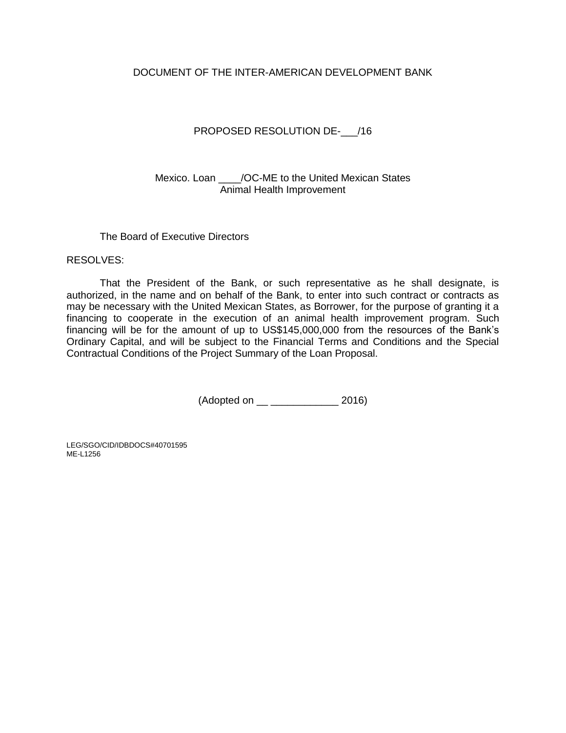DOCUMENT OF THE INTER-AMERICAN DEVELOPMENT BANK

PROPOSED RESOLUTION DE-___/16

Mexico. Loan ____/OC-ME to the United Mexican States
Animal Health Improvement

The Board of Executive Directors

RESOLVES:

That the President of the Bank, or such representative as he shall designate, is authorized, in the name and on behalf of the Bank, to enter into such contract or contracts as may be necessary with the United Mexican States, as Borrower, for the purpose of granting it a financing to cooperate in the execution of an animal health improvement program. Such financing will be for the amount of up to US$145,000,000 from the resources of the Bank's Ordinary Capital, and will be subject to the Financial Terms and Conditions and the Special Contractual Conditions of the Project Summary of the Loan Proposal.

(Adopted on __ ____________ 2016)

LEG/SGO/CID/IDBDOCS#40701595
ME-L1256